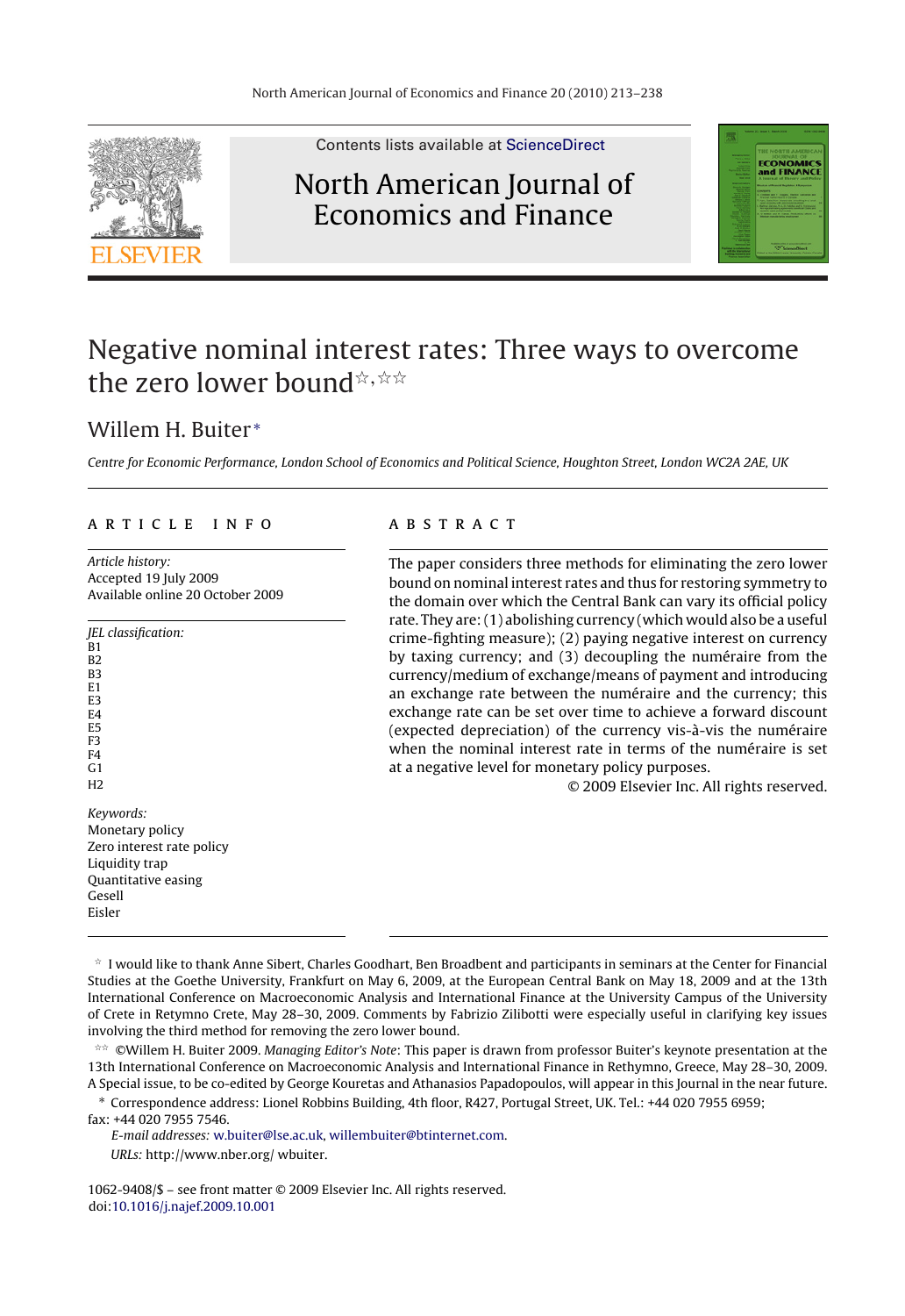Contents lists available at ScienceDirect

North American Journal of Economics and Finance

# Negative nominal interest rates: Three ways to overcome the zero lower bound[☆,☆☆]

Willem H. Buiter[*]

*Centre for Economic Performance, London School of Economics and Political Science, Houghton Street, London WC2A 2AE, UK*

## ARTICLE INFO

*Article history:*
Accepted 19 July 2009
Available online 20 October 2009

*JEL classification:*
B1
B2
B3
E1
E3
E4
E5
F3
F4
G1
H2

*Keywords:*
Monetary policy
Zero interest rate policy
Liquidity trap
Quantitative easing
Gesell
Eisler

## ABSTRACT

The paper considers three methods for eliminating the zero lower bound on nominal interest rates and thus for restoring symmetry to the domain over which the Central Bank can vary its official policy rate. They are: (1) abolishing currency (which would also be a useful crime-fighting measure); (2) paying negative interest on currency by taxing currency; and (3) decoupling the numéraire from the currency/medium of exchange/means of payment and introducing an exchange rate between the numéraire and the currency; this exchange rate can be set over time to achieve a forward discount (expected depreciation) of the currency vis-à-vis the numéraire when the nominal interest rate in terms of the numéraire is set at a negative level for monetary policy purposes.

© 2009 Elsevier Inc. All rights reserved.

---

[☆] I would like to thank Anne Sibert, Charles Goodhart, Ben Broadbent and participants in seminars at the Center for Financial Studies at the Goethe University, Frankfurt on May 6, 2009, at the European Central Bank on May 18, 2009 and at the 13th International Conference on Macroeconomic Analysis and International Finance at the University Campus of the University of Crete in Retymno Crete, May 28–30, 2009. Comments by Fabrizio Zilibotti were especially useful in clarifying key issues involving the third method for removing the zero lower bound.

[☆☆] ©Willem H. Buiter 2009. *Managing Editor's Note*: This paper is drawn from professor Buiter's keynote presentation at the 13th International Conference on Macroeconomic Analysis and International Finance in Rethymno, Greece, May 28–30, 2009. A Special issue, to be co-edited by George Kouretas and Athanasios Papadopoulos, will appear in this Journal in the near future.

[*] Correspondence address: Lionel Robbins Building, 4th floor, R427, Portugal Street, UK. Tel.: +44 020 7955 6959; fax: +44 020 7955 7546.

*E-mail addresses:* w.buiter@lse.ac.uk, willembuiter@btinternet.com.

*URLs:* http://www.nber.org/ wbuiter.

1062-9408/$ – see front matter © 2009 Elsevier Inc. All rights reserved.
doi:10.1016/j.najef.2009.10.001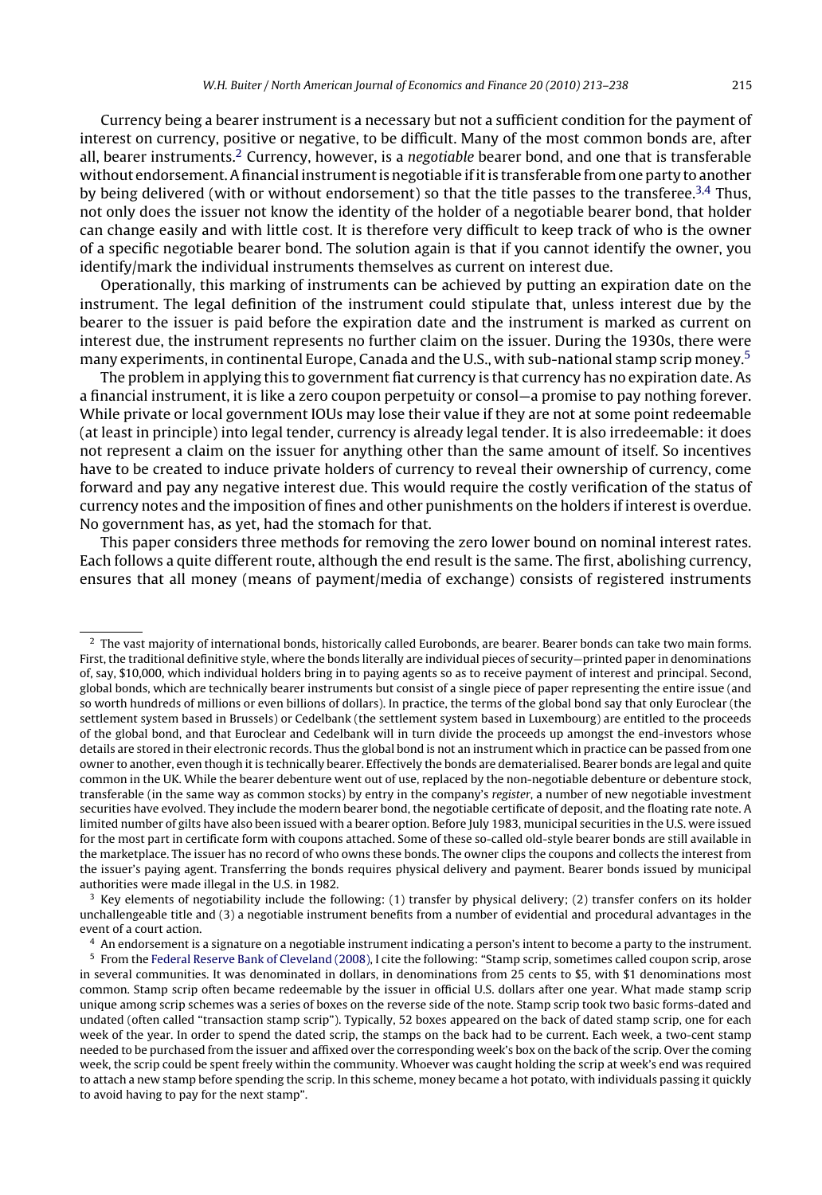Currency being a bearer instrument is a necessary but not a sufficient condition for the payment of interest on currency, positive or negative, to be difficult. Many of the most common bonds are, after all, bearer instruments.[2] Currency, however, is a *negotiable* bearer bond, and one that is transferable without endorsement. A financial instrument is negotiable if it is transferable from one party to another by being delivered (with or without endorsement) so that the title passes to the transferee.[3,4] Thus, not only does the issuer not know the identity of the holder of a negotiable bearer bond, that holder can change easily and with little cost. It is therefore very difficult to keep track of who is the owner of a specific negotiable bearer bond. The solution again is that if you cannot identify the owner, you identify/mark the individual instruments themselves as current on interest due.

Operationally, this marking of instruments can be achieved by putting an expiration date on the instrument. The legal definition of the instrument could stipulate that, unless interest due by the bearer to the issuer is paid before the expiration date and the instrument is marked as current on interest due, the instrument represents no further claim on the issuer. During the 1930s, there were many experiments, in continental Europe, Canada and the U.S., with sub-national stamp scrip money.[5]

The problem in applying this to government fiat currency is that currency has no expiration date. As a financial instrument, it is like a zero coupon perpetuity or consol—a promise to pay nothing forever. While private or local government IOUs may lose their value if they are not at some point redeemable (at least in principle) into legal tender, currency is already legal tender. It is also irredeemable: it does not represent a claim on the issuer for anything other than the same amount of itself. So incentives have to be created to induce private holders of currency to reveal their ownership of currency, come forward and pay any negative interest due. This would require the costly verification of the status of currency notes and the imposition of fines and other punishments on the holders if interest is overdue. No government has, as yet, had the stomach for that.

This paper considers three methods for removing the zero lower bound on nominal interest rates. Each follows a quite different route, although the end result is the same. The first, abolishing currency, ensures that all money (means of payment/media of exchange) consists of registered instruments

---

[2] The vast majority of international bonds, historically called Eurobonds, are bearer. Bearer bonds can take two main forms. First, the traditional definitive style, where the bonds literally are individual pieces of security—printed paper in denominations of, say, $10,000, which individual holders bring in to paying agents so as to receive payment of interest and principal. Second, global bonds, which are technically bearer instruments but consist of a single piece of paper representing the entire issue (and so worth hundreds of millions or even billions of dollars). In practice, the terms of the global bond say that only Euroclear (the settlement system based in Brussels) or Cedelbank (the settlement system based in Luxembourg) are entitled to the proceeds of the global bond, and that Euroclear and Cedelbank will in turn divide the proceeds up amongst the end-investors whose details are stored in their electronic records. Thus the global bond is not an instrument which in practice can be passed from one owner to another, even though it is technically bearer. Effectively the bonds are dematerialised. Bearer bonds are legal and quite common in the UK. While the bearer debenture went out of use, replaced by the non-negotiable debenture or debenture stock, transferable (in the same way as common stocks) by entry in the company's *register*, a number of new negotiable investment securities have evolved. They include the modern bearer bond, the negotiable certificate of deposit, and the floating rate note. A limited number of gilts have also been issued with a bearer option. Before July 1983, municipal securities in the U.S. were issued for the most part in certificate form with coupons attached. Some of these so-called old-style bearer bonds are still available in the marketplace. The issuer has no record of who owns these bonds. The owner clips the coupons and collects the interest from the issuer's paying agent. Transferring the bonds requires physical delivery and payment. Bearer bonds issued by municipal authorities were made illegal in the U.S. in 1982.

[3] Key elements of negotiability include the following: (1) transfer by physical delivery; (2) transfer confers on its holder unchallengeable title and (3) a negotiable instrument benefits from a number of evidential and procedural advantages in the event of a court action.

[4] An endorsement is a signature on a negotiable instrument indicating a person's intent to become a party to the instrument.

[5] From the Federal Reserve Bank of Cleveland (2008), I cite the following: "Stamp scrip, sometimes called coupon scrip, arose in several communities. It was denominated in dollars, in denominations from 25 cents to $5, with $1 denominations most common. Stamp scrip often became redeemable by the issuer in official U.S. dollars after one year. What made stamp scrip unique among scrip schemes was a series of boxes on the reverse side of the note. Stamp scrip took two basic forms-dated and undated (often called "transaction stamp scrip"). Typically, 52 boxes appeared on the back of dated stamp scrip, one for each week of the year. In order to spend the dated scrip, the stamps on the back had to be current. Each week, a two-cent stamp needed to be purchased from the issuer and affixed over the corresponding week's box on the back of the scrip. Over the coming week, the scrip could be spent freely within the community. Whoever was caught holding the scrip at week's end was required to attach a new stamp before spending the scrip. In this scheme, money became a hot potato, with individuals passing it quickly to avoid having to pay for the next stamp".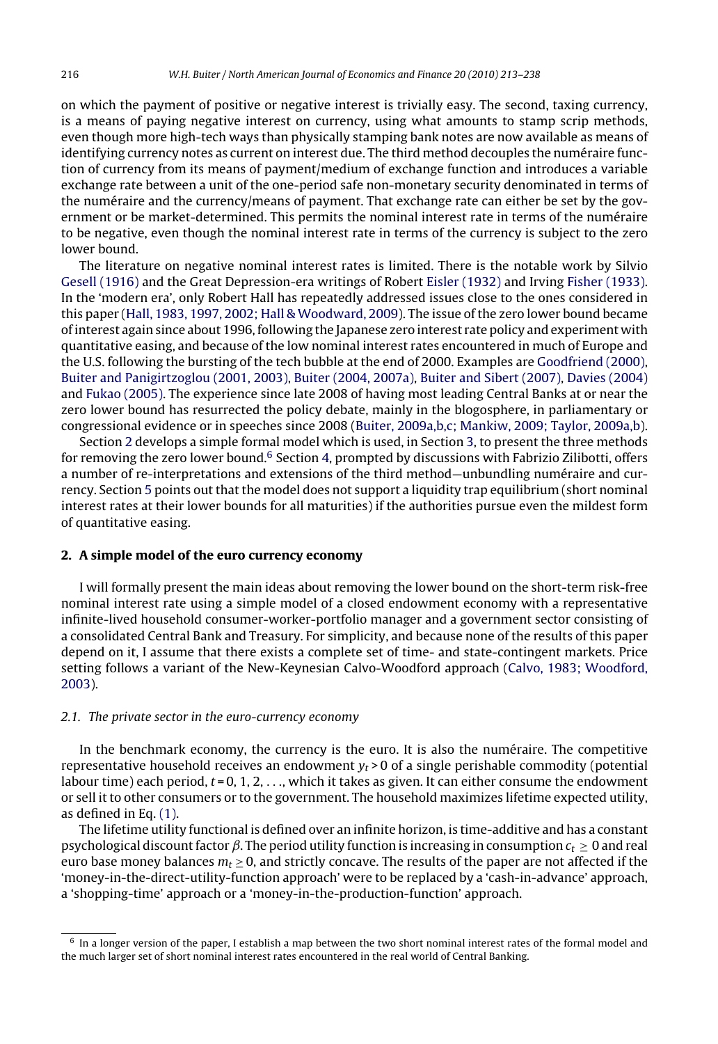on which the payment of positive or negative interest is trivially easy. The second, taxing currency, is a means of paying negative interest on currency, using what amounts to stamp scrip methods, even though more high-tech ways than physically stamping bank notes are now available as means of identifying currency notes as current on interest due. The third method decouples the numéraire function of currency from its means of payment/medium of exchange function and introduces a variable exchange rate between a unit of the one-period safe non-monetary security denominated in terms of the numéraire and the currency/means of payment. That exchange rate can either be set by the government or be market-determined. This permits the nominal interest rate in terms of the numéraire to be negative, even though the nominal interest rate in terms of the currency is subject to the zero lower bound.

The literature on negative nominal interest rates is limited. There is the notable work by Silvio Gesell (1916) and the Great Depression-era writings of Robert Eisler (1932) and Irving Fisher (1933). In the 'modern era', only Robert Hall has repeatedly addressed issues close to the ones considered in this paper (Hall, 1983, 1997, 2002; Hall & Woodward, 2009). The issue of the zero lower bound became of interest again since about 1996, following the Japanese zero interest rate policy and experiment with quantitative easing, and because of the low nominal interest rates encountered in much of Europe and the U.S. following the bursting of the tech bubble at the end of 2000. Examples are Goodfriend (2000), Buiter and Panigirtzoglou (2001, 2003), Buiter (2004, 2007a), Buiter and Sibert (2007), Davies (2004) and Fukao (2005). The experience since late 2008 of having most leading Central Banks at or near the zero lower bound has resurrected the policy debate, mainly in the blogosphere, in parliamentary or congressional evidence or in speeches since 2008 (Buiter, 2009a,b,c; Mankiw, 2009; Taylor, 2009a,b).

Section 2 develops a simple formal model which is used, in Section 3, to present the three methods for removing the zero lower bound.[6] Section 4, prompted by discussions with Fabrizio Zilibotti, offers a number of re-interpretations and extensions of the third method—unbundling numéraire and currency. Section 5 points out that the model does not support a liquidity trap equilibrium (short nominal interest rates at their lower bounds for all maturities) if the authorities pursue even the mildest form of quantitative easing.

## 2. A simple model of the euro currency economy

I will formally present the main ideas about removing the lower bound on the short-term risk-free nominal interest rate using a simple model of a closed endowment economy with a representative infinite-lived household consumer-worker-portfolio manager and a government sector consisting of a consolidated Central Bank and Treasury. For simplicity, and because none of the results of this paper depend on it, I assume that there exists a complete set of time- and state-contingent markets. Price setting follows a variant of the New-Keynesian Calvo-Woodford approach (Calvo, 1983; Woodford, 2003).

### 2.1. The private sector in the euro-currency economy

In the benchmark economy, the currency is the euro. It is also the numéraire. The competitive representative household receives an endowment $y_t > 0$ of a single perishable commodity (potential labour time) each period, $t = 0, 1, 2, \ldots$, which it takes as given. It can either consume the endowment or sell it to other consumers or to the government. The household maximizes lifetime expected utility, as defined in Eq. (1).

The lifetime utility functional is defined over an infinite horizon, is time-additive and has a constant psychological discount factor $\beta$. The period utility function is increasing in consumption $c_t \geq 0$ and real euro base money balances $m_t \geq 0$, and strictly concave. The results of the paper are not affected if the 'money-in-the-direct-utility-function approach' were to be replaced by a 'cash-in-advance' approach, a 'shopping-time' approach or a 'money-in-the-production-function' approach.

[6] In a longer version of the paper, I establish a map between the two short nominal interest rates of the formal model and the much larger set of short nominal interest rates encountered in the real world of Central Banking.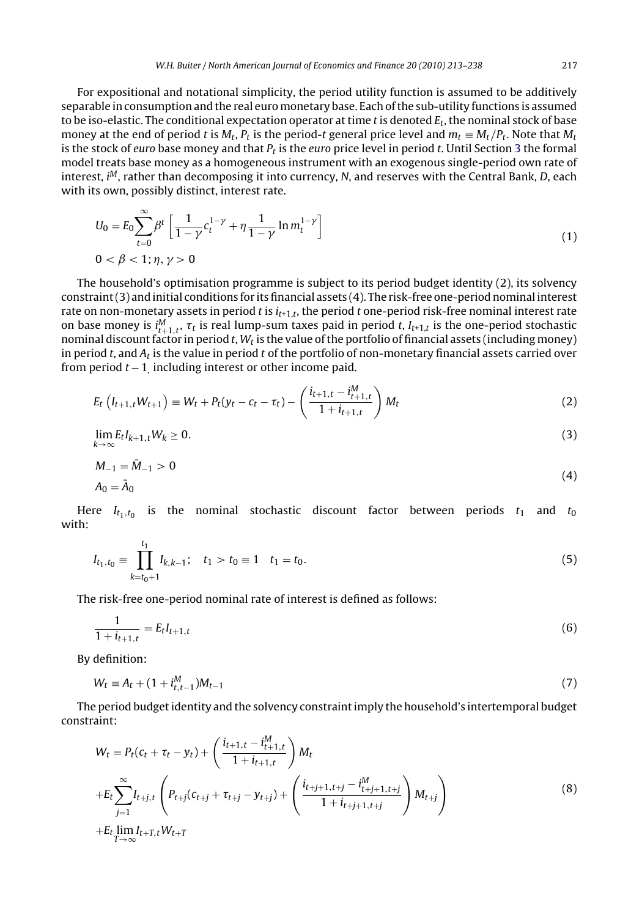For expositional and notational simplicity, the period utility function is assumed to be additively separable in consumption and the real euro monetary base. Each of the sub-utility functions is assumed to be iso-elastic. The conditional expectation operator at time $t$ is denoted $E_t$, the nominal stock of base money at the end of period $t$ is $M_t$, $P_t$ is the period-$t$ general price level and $m_t \equiv M_t/P_t$. Note that $M_t$ is the stock of *euro* base money and that $P_t$ is the *euro* price level in period $t$. Until Section 3 the formal model treats base money as a homogeneous instrument with an exogenous single-period own rate of interest, $i^M$, rather than decomposing it into currency, $N$, and reserves with the Central Bank, $D$, each with its own, possibly distinct, interest rate.

$$
U_0 = E_0 \sum_{t=0}^{\infty} \beta^t \left[ \frac{1}{1-\gamma} c_t^{1-\gamma} + \eta \frac{1}{1-\gamma} \ln m_t^{1-\gamma} \right] \\
0 < \beta < 1; \eta, \gamma > 0 \tag{1}
$$

The household's optimisation programme is subject to its period budget identity (2), its solvency constraint (3) and initial conditions for its financial assets (4). The risk-free one-period nominal interest rate on non-monetary assets in period $t$ is $i_{t+1,t}$, the period $t$ one-period risk-free nominal interest rate on base money is $i^M_{t+1,t}$, $\tau_t$ is real lump-sum taxes paid in period $t$, $I_{t+1,t}$ is the one-period stochastic nominal discount factor in period $t$, $W_t$ is the value of the portfolio of financial assets (including money) in period $t$, and $A_t$ is the value in period $t$ of the portfolio of non-monetary financial assets carried over from period $t-1$, including interest or other income paid.

$$
E_t \left( I_{t+1,t} W_{t+1} \right) \equiv W_t + P_t(y_t - c_t - \tau_t) - \left( \frac{i_{t+1,t} - i^M_{t+1,t}}{1 + i_{t+1,t}} \right) M_t \tag{2}
$$

$$
\lim_{k \to \infty} E_t I_{k+1,t} W_k \geq 0. \tag{3}
$$

$$
M_{-1} = \bar{M}_{-1} > 0 \\
A_0 = \bar{A}_0 \tag{4}
$$

Here $I_{t_1,t_0}$ is the nominal stochastic discount factor between periods $t_1$ and $t_0$ with:

$$
I_{t_1,t_0} \equiv \prod_{k=t_0+1}^{t_1} I_{k,k-1}; \quad t_1 > t_0 \equiv 1 \quad t_1 = t_0. \tag{5}
$$

The risk-free one-period nominal rate of interest is defined as follows:

$$
\frac{1}{1 + i_{t+1,t}} = E_t I_{t+1,t} \tag{6}
$$

By definition:

$$
W_t \equiv A_t + (1 + i^M_{t,t-1}) M_{t-1} \tag{7}
$$

The period budget identity and the solvency constraint imply the household's intertemporal budget constraint:

$$
W_t = P_t(c_t + \tau_t - y_t) + \left( \frac{i_{t+1,t} - i^M_{t+1,t}}{1 + i_{t+1,t}} \right) M_t \\
+ E_t \sum_{j=1}^{\infty} I_{t+j,t} \left( P_{t+j}(c_{t+j} + \tau_{t+j} - y_{t+j}) + \left( \frac{i_{t+j+1,t+j} - i^M_{t+j+1,t+j}}{1 + i_{t+j+1,t+j}} \right) M_{t+j} \right) \\
+ E_t \lim_{T \to \infty} I_{t+T,t} W_{t+T} \tag{8}
$$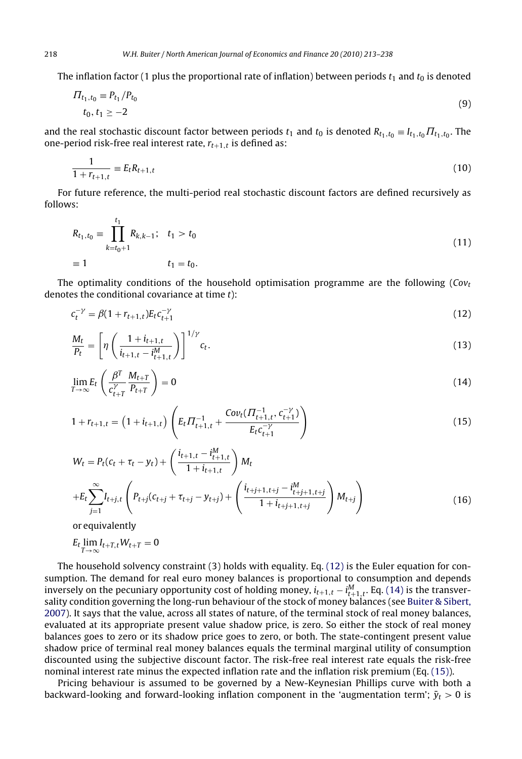The inflation factor (1 plus the proportional rate of inflation) between periods $t_1$ and $t_0$ is denoted

$$\Pi_{t_1,t_0} \equiv P_{t_1}/P_{t_0} \qquad t_0, t_1 \geq -2 \tag{9}$$

and the real stochastic discount factor between periods $t_1$ and $t_0$ is denoted $R_{t_1,t_0} \equiv I_{t_1,t_0}\Pi_{t_1,t_0}$. The one-period risk-free real interest rate, $r_{t+1,t}$ is defined as:

$$\frac{1}{1+r_{t+1,t}} \equiv E_t R_{t+1,t} \tag{10}$$

For future reference, the multi-period real stochastic discount factors are defined recursively as follows:

$$\begin{aligned} R_{t_1,t_0} &\equiv \prod_{k=t_0+1}^{t_1} R_{k,k-1}; \quad t_1 > t_0 \\ &\equiv 1 \qquad\qquad\qquad t_1 = t_0. \end{aligned} \tag{11}$$

The optimality conditions of the household optimisation programme are the following ($Cov_t$ denotes the conditional covariance at time $t$):

$$c_t^{-\gamma} = \beta(1+r_{t+1,t})E_t c_{t+1}^{-\gamma} \tag{12}$$

$$\frac{M_t}{P_t} = \left[\eta\left(\frac{1+i_{t+1,t}}{i_{t+1,t}-i_{t+1,t}^M}\right)\right]^{1/\gamma} c_t. \tag{13}$$

$$\lim_{T\to\infty} E_t\left(\frac{\beta^T}{c_{t+T}^{\gamma}}\frac{M_{t+T}}{P_{t+T}}\right) = 0 \tag{14}$$

$$1+r_{t+1,t} = \left(1+i_{t+1,t}\right)\left(E_t\Pi_{t+1,t}^{-1} + \frac{Cov_t(\Pi_{t+1,t}^{-1}, c_{t+1}^{-\gamma})}{E_t c_{t+1}^{-\gamma}}\right) \tag{15}$$

$$\begin{aligned} W_t &= P_t(c_t+\tau_t-y_t) + \left(\frac{i_{t+1,t}-i_{t+1,t}^M}{1+i_{t+1,t}}\right)M_t \\ &+ E_t\sum_{j=1}^{\infty} I_{t+j,t}\left(P_{t+j}(c_{t+j}+\tau_{t+j}-y_{t+j}) + \left(\frac{i_{t+j+1,t+j}-i_{t+j+1,t+j}^M}{1+i_{t+j+1,t+j}}\right)M_{t+j}\right) \end{aligned} \tag{16}$$

or equivalently

$$E_t \lim_{T\to\infty} I_{t+T,t}W_{t+T} = 0$$

The household solvency constraint (3) holds with equality. Eq. (12) is the Euler equation for consumption. The demand for real euro money balances is proportional to consumption and depends inversely on the pecuniary opportunity cost of holding money, $i_{t+1,t} - i_{t+1,t}^M$. Eq. (14) is the transversality condition governing the long-run behaviour of the stock of money balances (see Buiter & Sibert, 2007). It says that the value, across all states of nature, of the terminal stock of real money balances, evaluated at its appropriate present value shadow price, is zero. So either the stock of real money balances goes to zero or its shadow price goes to zero, or both. The state-contingent present value shadow price of terminal real money balances equals the terminal marginal utility of consumption discounted using the subjective discount factor. The risk-free real interest rate equals the risk-free nominal interest rate minus the expected inflation rate and the inflation risk premium (Eq. (15)).

Pricing behaviour is assumed to be governed by a New-Keynesian Phillips curve with both a backward-looking and forward-looking inflation component in the 'augmentation term'; $\bar{y}_t > 0$ is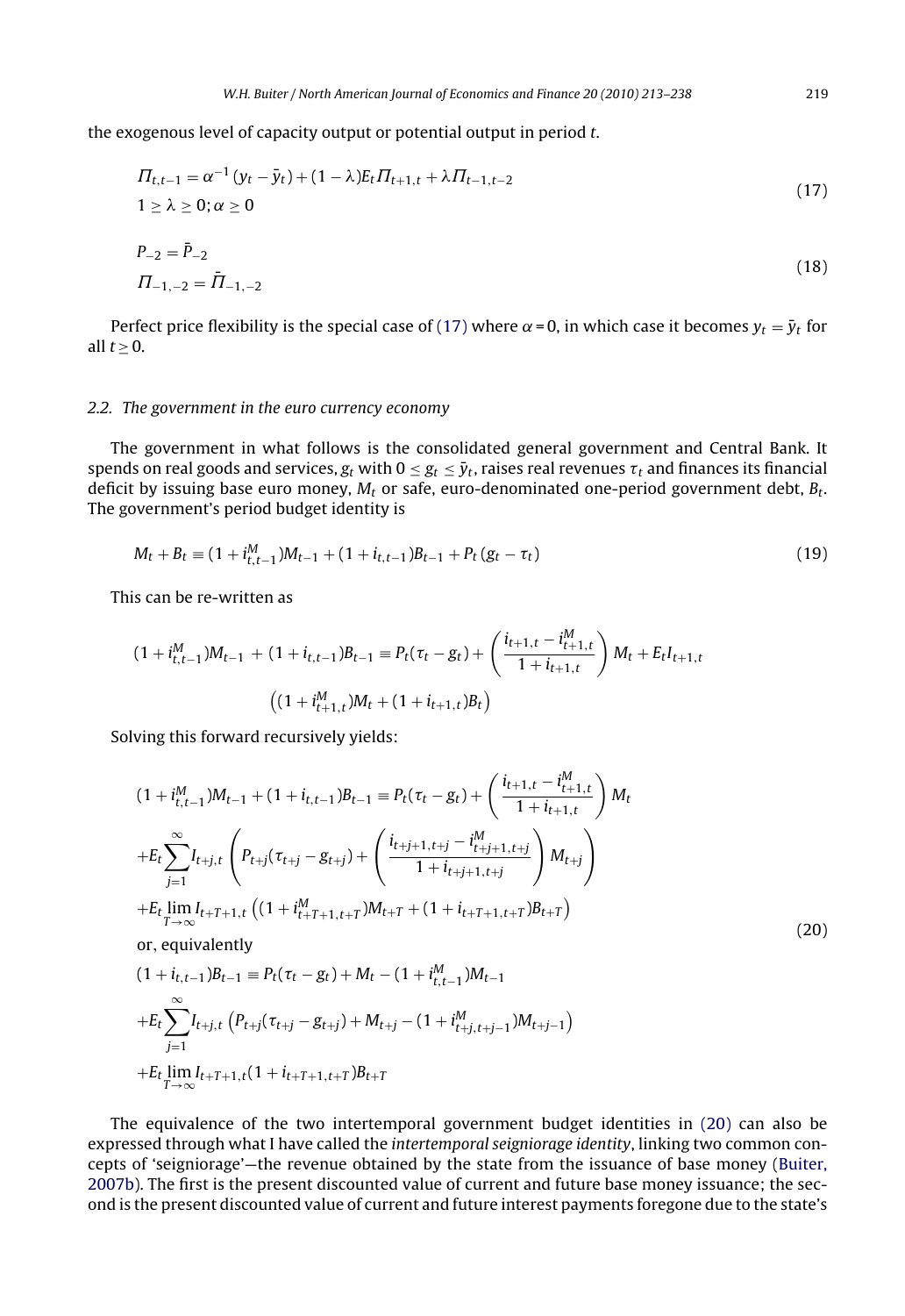the exogenous level of capacity output or potential output in period $t$.

$$
\begin{aligned}
&\Pi_{t,t-1} = \alpha^{-1}(y_t - \bar{y}_t) + (1-\lambda)E_t\Pi_{t+1,t} + \lambda\Pi_{t-1,t-2} \\
&1 \geq \lambda \geq 0; \alpha \geq 0
\end{aligned}
\tag{17}
$$

$$
\begin{aligned}
&P_{-2} = \bar{P}_{-2} \\
&\Pi_{-1,-2} = \bar{\Pi}_{-1,-2}
\end{aligned}
\tag{18}
$$

Perfect price flexibility is the special case of (17) where $\alpha = 0$, in which case it becomes $y_t = \bar{y}_t$ for all $t \geq 0$.

### 2.2. The government in the euro currency economy

The government in what follows is the consolidated general government and Central Bank. It spends on real goods and services, $g_t$ with $0 \leq g_t \leq \bar{y}_t$, raises real revenues $\tau_t$ and finances its financial deficit by issuing base euro money, $M_t$ or safe, euro-denominated one-period government debt, $B_t$. The government's period budget identity is

$$
M_t + B_t \equiv (1 + i^M_{t,t-1})M_{t-1} + (1 + i_{t,t-1})B_{t-1} + P_t(g_t - \tau_t)
\tag{19}
$$

This can be re-written as

$$
\begin{aligned}
(1 + i^M_{t,t-1})M_{t-1} + (1 + i_{t,t-1})B_{t-1} \equiv P_t(\tau_t - g_t) + \left(\frac{i_{t+1,t} - i^M_{t+1,t}}{1 + i_{t+1,t}}\right)M_t + E_t I_{t+1,t} \\
\left((1 + i^M_{t+1,t})M_t + (1 + i_{t+1,t})B_t\right)
\end{aligned}
$$

Solving this forward recursively yields:

$$
\begin{aligned}
&(1 + i^M_{t,t-1})M_{t-1} + (1 + i_{t,t-1})B_{t-1} \equiv P_t(\tau_t - g_t) + \left(\frac{i_{t+1,t} - i^M_{t+1,t}}{1 + i_{t+1,t}}\right)M_t \\
&+ E_t\sum_{j=1}^{\infty} I_{t+j,t}\left(P_{t+j}(\tau_{t+j} - g_{t+j}) + \left(\frac{i_{t+j+1,t+j} - i^M_{t+j+1,t+j}}{1 + i_{t+j+1,t+j}}\right)M_{t+j}\right) \\
&+ E_t\lim_{T\to\infty} I_{t+T+1,t}\left((1 + i^M_{t+T+1,t+T})M_{t+T} + (1 + i_{t+T+1,t+T})B_{t+T}\right) \\
&\text{or, equivalently} \\
&(1 + i_{t,t-1})B_{t-1} \equiv P_t(\tau_t - g_t) + M_t - (1 + i^M_{t,t-1})M_{t-1} \\
&+ E_t\sum_{j=1}^{\infty} I_{t+j,t}\left(P_{t+j}(\tau_{t+j} - g_{t+j}) + M_{t+j} - (1 + i^M_{t+j,t+j-1})M_{t+j-1}\right) \\
&+ E_t\lim_{T\to\infty} I_{t+T+1,t}(1 + i_{t+T+1,t+T})B_{t+T}
\end{aligned}
\tag{20}
$$

The equivalence of the two intertemporal government budget identities in (20) can also be expressed through what I have called the *intertemporal seigniorage identity*, linking two common concepts of 'seigniorage'—the revenue obtained by the state from the issuance of base money (Buiter, 2007b). The first is the present discounted value of current and future base money issuance; the second is the present discounted value of current and future interest payments foregone due to the state's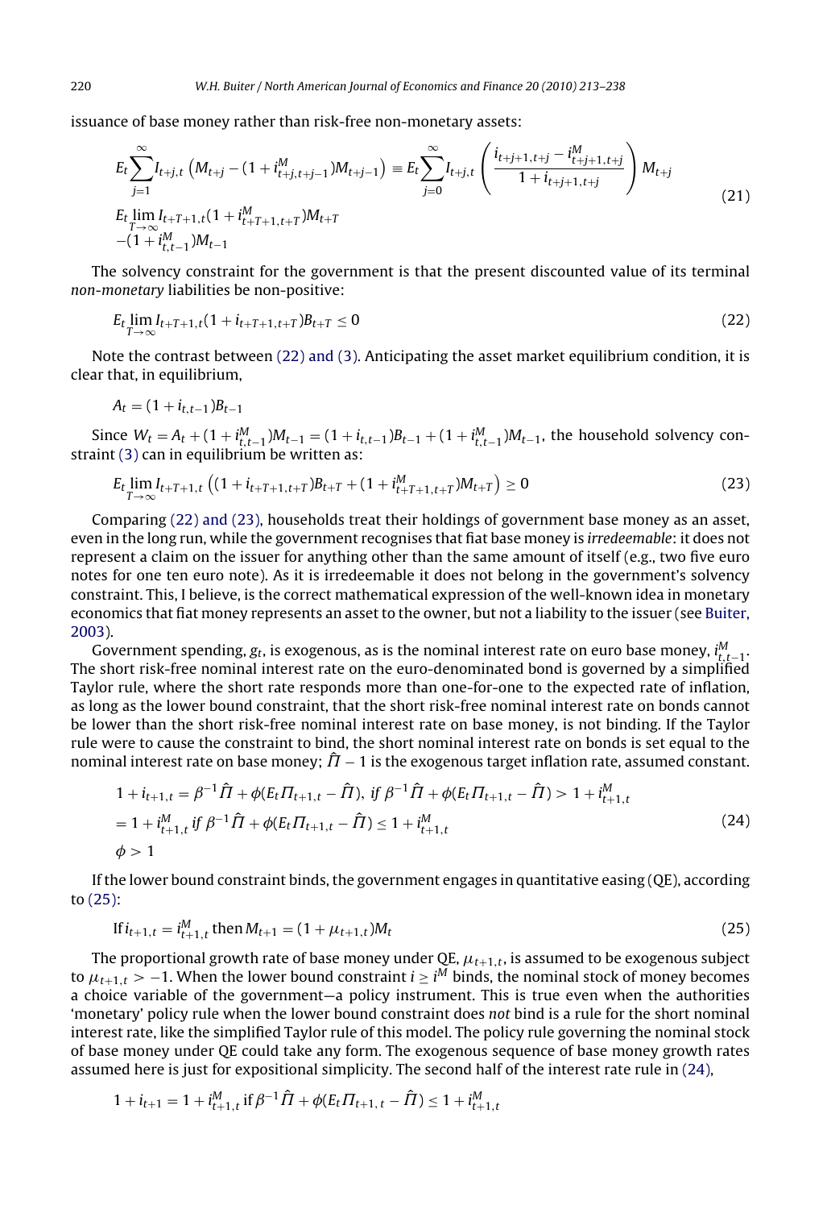issuance of base money rather than risk-free non-monetary assets:

$$
\begin{aligned}
&E_t \sum_{j=1}^{\infty} I_{t+j,t} \left( M_{t+j} - (1 + i^M_{t+j,t+j-1}) M_{t+j-1} \right) \equiv E_t \sum_{j=0}^{\infty} I_{t+j,t} \left( \frac{i_{t+j+1,t+j} - i^M_{t+j+1,t+j}}{1 + i_{t+j+1,t+j}} \right) M_{t+j} \\
&E_t \lim_{T \to \infty} I_{t+T+1,t} (1 + i^M_{t+T+1,t+T}) M_{t+T} \\
&-(1 + i^M_{t,t-1}) M_{t-1}
\end{aligned}
\tag{21}
$$

The solvency constraint for the government is that the present discounted value of its terminal *non-monetary* liabilities be non-positive:

$$
E_t \lim_{T \to \infty} I_{t+T+1,t} (1 + i_{t+T+1,t+T}) B_{t+T} \le 0 \tag{22}
$$

Note the contrast between (22) and (3). Anticipating the asset market equilibrium condition, it is clear that, in equilibrium,

$$
A_t = (1 + i_{t,t-1}) B_{t-1}
$$

Since $W_t = A_t + (1 + i^M_{t,t-1}) M_{t-1} = (1 + i_{t,t-1}) B_{t-1} + (1 + i^M_{t,t-1}) M_{t-1}$, the household solvency constraint (3) can in equilibrium be written as:

$$
E_t \lim_{T \to \infty} I_{t+T+1,t} \left( (1 + i_{t+T+1,t+T}) B_{t+T} + (1 + i^M_{t+T+1,t+T}) M_{t+T} \right) \ge 0 \tag{23}
$$

Comparing (22) and (23), households treat their holdings of government base money as an asset, even in the long run, while the government recognises that fiat base money is *irredeemable*: it does not represent a claim on the issuer for anything other than the same amount of itself (e.g., two five euro notes for one ten euro note). As it is irredeemable it does not belong in the government's solvency constraint. This, I believe, is the correct mathematical expression of the well-known idea in monetary economics that fiat money represents an asset to the owner, but not a liability to the issuer (see Buiter, 2003).

Government spending, $g_t$, is exogenous, as is the nominal interest rate on euro base money, $i^M_{t,t-1}$. The short risk-free nominal interest rate on the euro-denominated bond is governed by a simplified Taylor rule, where the short rate responds more than one-for-one to the expected rate of inflation, as long as the lower bound constraint, that the short risk-free nominal interest rate on bonds cannot be lower than the short risk-free nominal interest rate on base money, is not binding. If the Taylor rule were to cause the constraint to bind, the short nominal interest rate on bonds is set equal to the nominal interest rate on base money; $\hat{\Pi} - 1$ is the exogenous target inflation rate, assumed constant.

$$
\begin{aligned}
1 + i_{t+1,t} &= \beta^{-1} \hat{\Pi} + \phi(E_t \Pi_{t+1,t} - \hat{\Pi}), \text{ if } \beta^{-1} \hat{\Pi} + \phi(E_t \Pi_{t+1,t} - \hat{\Pi}) > 1 + i^M_{t+1,t} \\
&= 1 + i^M_{t+1,t} \text{ if } \beta^{-1} \hat{\Pi} + \phi(E_t \Pi_{t+1,t} - \hat{\Pi}) \le 1 + i^M_{t+1,t} \\
\phi &> 1
\end{aligned}
\tag{24}
$$

If the lower bound constraint binds, the government engages in quantitative easing (QE), according to (25):

$$
\text{If } i_{t+1,t} = i^M_{t+1,t} \text{ then } M_{t+1} = (1 + \mu_{t+1,t}) M_t \tag{25}
$$

The proportional growth rate of base money under QE, $\mu_{t+1,t}$, is assumed to be exogenous subject to $\mu_{t+1,t} > -1$. When the lower bound constraint $i \ge i^M$ binds, the nominal stock of money becomes a choice variable of the government—a policy instrument. This is true even when the authorities 'monetary' policy rule when the lower bound constraint does *not* bind is a rule for the short nominal interest rate, like the simplified Taylor rule of this model. The policy rule governing the nominal stock of base money under QE could take any form. The exogenous sequence of base money growth rates assumed here is just for expositional simplicity. The second half of the interest rate rule in (24),

$$
1 + i_{t+1} = 1 + i^M_{t+1,t} \text{ if } \beta^{-1} \hat{\Pi} + \phi(E_t \Pi_{t+1,t} - \hat{\Pi}) \le 1 + i^M_{t+1,t}
$$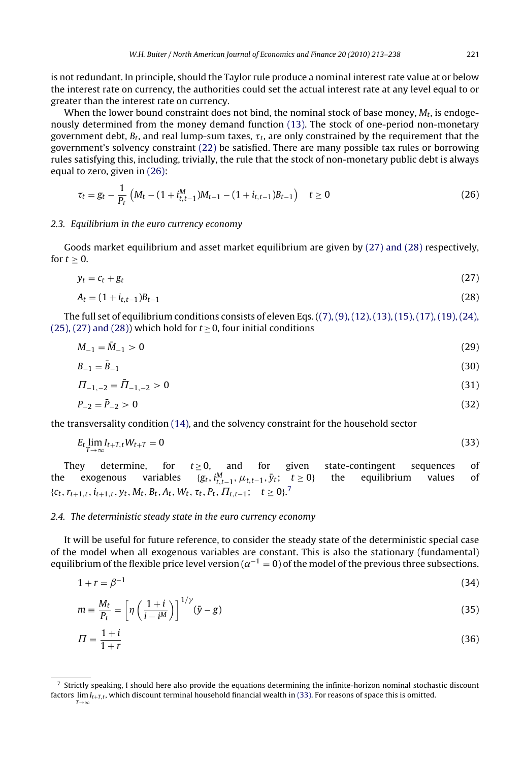is not redundant. In principle, should the Taylor rule produce a nominal interest rate value at or below the interest rate on currency, the authorities could set the actual interest rate at any level equal to or greater than the interest rate on currency.

When the lower bound constraint does not bind, the nominal stock of base money, $M_t$, is endogenously determined from the money demand function (13). The stock of one-period non-monetary government debt, $B_t$, and real lump-sum taxes, $\tau_t$, are only constrained by the requirement that the government's solvency constraint (22) be satisfied. There are many possible tax rules or borrowing rules satisfying this, including, trivially, the rule that the stock of non-monetary public debt is always equal to zero, given in (26):

$$\tau_t = g_t - \frac{1}{P_t}\left(M_t - (1+i^M_{t,t-1})M_{t-1} - (1+i_{t,t-1})B_{t-1}\right) \quad t \geq 0 \tag{26}$$

### 2.3. Equilibrium in the euro currency economy

Goods market equilibrium and asset market equilibrium are given by (27) and (28) respectively, for $t \geq 0$.

$$y_t = c_t + g_t \tag{27}$$

$$A_t = (1+i_{t,t-1})B_{t-1} \tag{28}$$

The full set of equilibrium conditions consists of eleven Eqs. ((7), (9), (12), (13), (15), (17), (19), (24), (25), (27) and (28)) which hold for $t \geq 0$, four initial conditions

$$M_{-1} = \bar{M}_{-1} > 0 \tag{29}$$

$$B_{-1} = \bar{B}_{-1} \tag{30}$$

$$\Pi_{-1,-2} = \bar{\Pi}_{-1,-2} > 0 \tag{31}$$

$$P_{-2} = \bar{P}_{-2} > 0 \tag{32}$$

the transversality condition (14), and the solvency constraint for the household sector

$$E_t \lim_{T\to\infty} I_{t+T,t} W_{t+T} = 0 \tag{33}$$

They determine, for $t \geq 0$, and for given state-contingent sequences of the exogenous variables $\{g_t, i^M_{t,t-1}, \mu_{t,t-1}, \bar{y}_t;\ t \geq 0\}$ the equilibrium values of $\{c_t, r_{t+1,t}, i_{t+1,t}, y_t, M_t, B_t, A_t, W_t, \tau_t, P_t, \Pi_{t,t-1};\ t \geq 0\}$.[7]

### 2.4. The deterministic steady state in the euro currency economy

It will be useful for future reference, to consider the steady state of the deterministic special case of the model when all exogenous variables are constant. This is also the stationary (fundamental) equilibrium of the flexible price level version ($\alpha^{-1} = 0$) of the model of the previous three subsections.

$$1 + r = \beta^{-1} \tag{34}$$

$$m \equiv \frac{M_t}{P_t} = \left[\eta\left(\frac{1+i}{i-i^M}\right)\right]^{1/\gamma}(\bar{y} - g) \tag{35}$$

$$\Pi = \frac{1+i}{1+r} \tag{36}$$

[7] Strictly speaking, I should here also provide the equations determining the infinite-horizon nominal stochastic discount factors $\lim_{T\to\infty} I_{t+T,t}$, which discount terminal household financial wealth in (33). For reasons of space this is omitted.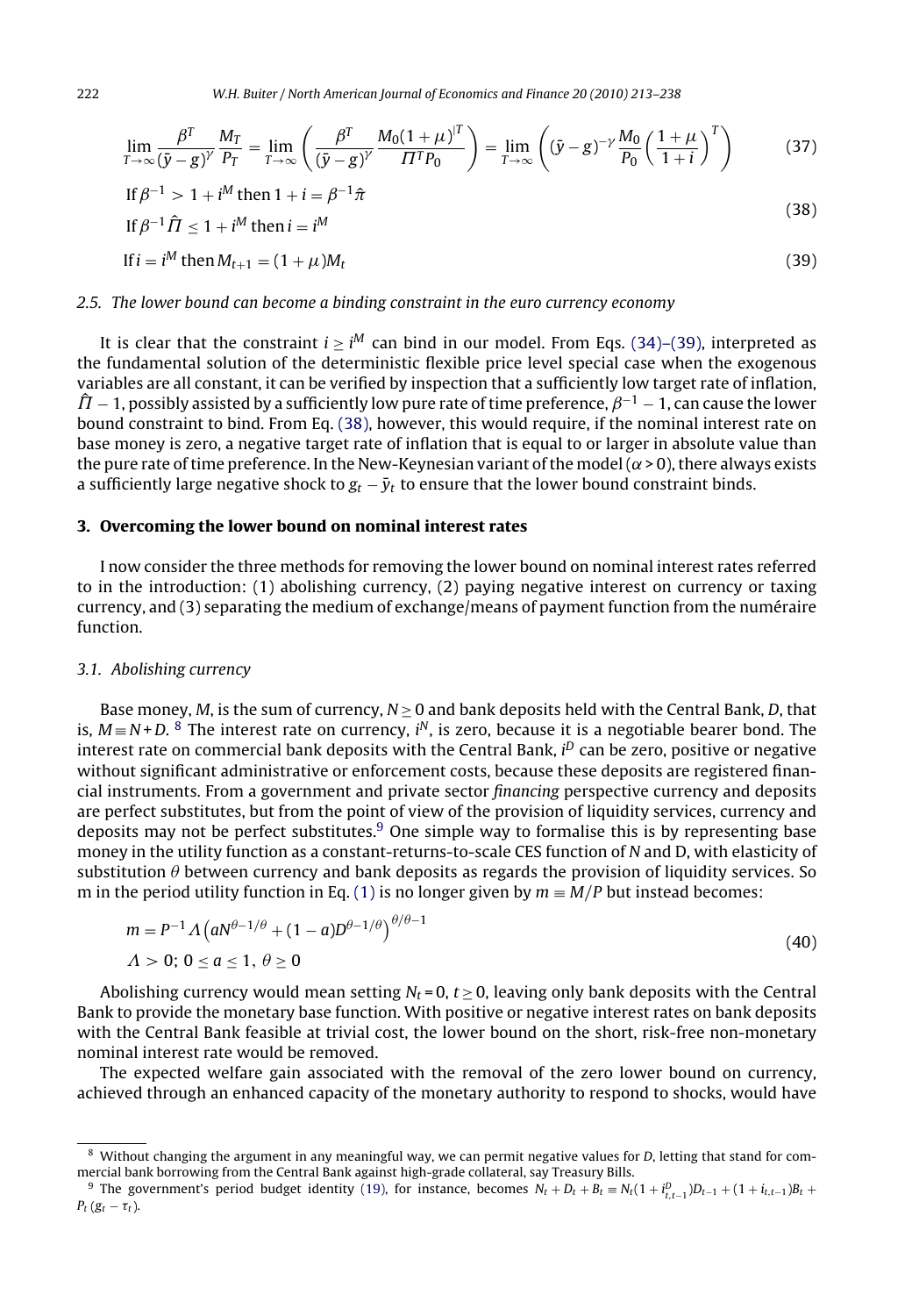$$\lim_{T\to\infty}\frac{\beta^T}{(\bar{y}-g)^{\gamma}}\frac{M_T}{P_T}=\lim_{T\to\infty}\left(\frac{\beta^T}{(\bar{y}-g)^{\gamma}}\frac{M_0(1+\mu)^{|T}}{\Pi^T P_0}\right)=\lim_{T\to\infty}\left((\bar{y}-g)^{-\gamma}\frac{M_0}{P_0}\left(\frac{1+\mu}{1+i}\right)^T\right) \tag{37}$$

$$\begin{aligned}&\text{If } \beta^{-1} > 1+i^M \text{ then } 1+i=\beta^{-1}\hat{\pi}\\&\text{If } \beta^{-1}\hat{\Pi} \leq 1+i^M \text{ then } i=i^M\end{aligned} \tag{38}$$

$$\text{If } i=i^M \text{ then } M_{t+1}=(1+\mu)M_t \tag{39}$$

### 2.5. The lower bound can become a binding constraint in the euro currency economy

It is clear that the constraint $i \geq i^M$ can bind in our model. From Eqs. (34)–(39), interpreted as the fundamental solution of the deterministic flexible price level special case when the exogenous variables are all constant, it can be verified by inspection that a sufficiently low target rate of inflation, $\hat{\Pi}-1$, possibly assisted by a sufficiently low pure rate of time preference, $\beta^{-1}-1$, can cause the lower bound constraint to bind. From Eq. (38), however, this would require, if the nominal interest rate on base money is zero, a negative target rate of inflation that is equal to or larger in absolute value than the pure rate of time preference. In the New-Keynesian variant of the model ($\alpha > 0$), there always exists a sufficiently large negative shock to $g_t - \bar{y}_t$ to ensure that the lower bound constraint binds.

## 3. Overcoming the lower bound on nominal interest rates

I now consider the three methods for removing the lower bound on nominal interest rates referred to in the introduction: (1) abolishing currency, (2) paying negative interest on currency or taxing currency, and (3) separating the medium of exchange/means of payment function from the numéraire function.

### 3.1. Abolishing currency

Base money, $M$, is the sum of currency, $N \geq 0$ and bank deposits held with the Central Bank, $D$, that is, $M \equiv N + D$. [8] The interest rate on currency, $i^N$, is zero, because it is a negotiable bearer bond. The interest rate on commercial bank deposits with the Central Bank, $i^D$ can be zero, positive or negative without significant administrative or enforcement costs, because these deposits are registered financial instruments. From a government and private sector *financing* perspective currency and deposits are perfect substitutes, but from the point of view of the provision of liquidity services, currency and deposits may not be perfect substitutes.[9] One simple way to formalise this is by representing base money in the utility function as a constant-returns-to-scale CES function of $N$ and D, with elasticity of substitution $\theta$ between currency and bank deposits as regards the provision of liquidity services. So m in the period utility function in Eq. (1) is no longer given by $m \equiv M/P$ but instead becomes:

$$\begin{aligned}&m=P^{-1}\Lambda\left(aN^{\theta-1/\theta}+(1-a)D^{\theta-1/\theta}\right)^{\theta/\theta-1}\\&\Lambda>0;\ 0\leq a\leq 1,\ \theta\geq 0\end{aligned} \tag{40}$$

Abolishing currency would mean setting $N_t = 0$, $t \geq 0$, leaving only bank deposits with the Central Bank to provide the monetary base function. With positive or negative interest rates on bank deposits with the Central Bank feasible at trivial cost, the lower bound on the short, risk-free non-monetary nominal interest rate would be removed.

The expected welfare gain associated with the removal of the zero lower bound on currency, achieved through an enhanced capacity of the monetary authority to respond to shocks, would have

---

[8] Without changing the argument in any meaningful way, we can permit negative values for $D$, letting that stand for commercial bank borrowing from the Central Bank against high-grade collateral, say Treasury Bills.

[9] The government's period budget identity (19), for instance, becomes $N_t + D_t + B_t \equiv N_t(1+i^D_{t,t-1})D_{t-1} + (1+i_{t,t-1})B_t + P_t(g_t - \tau_t)$.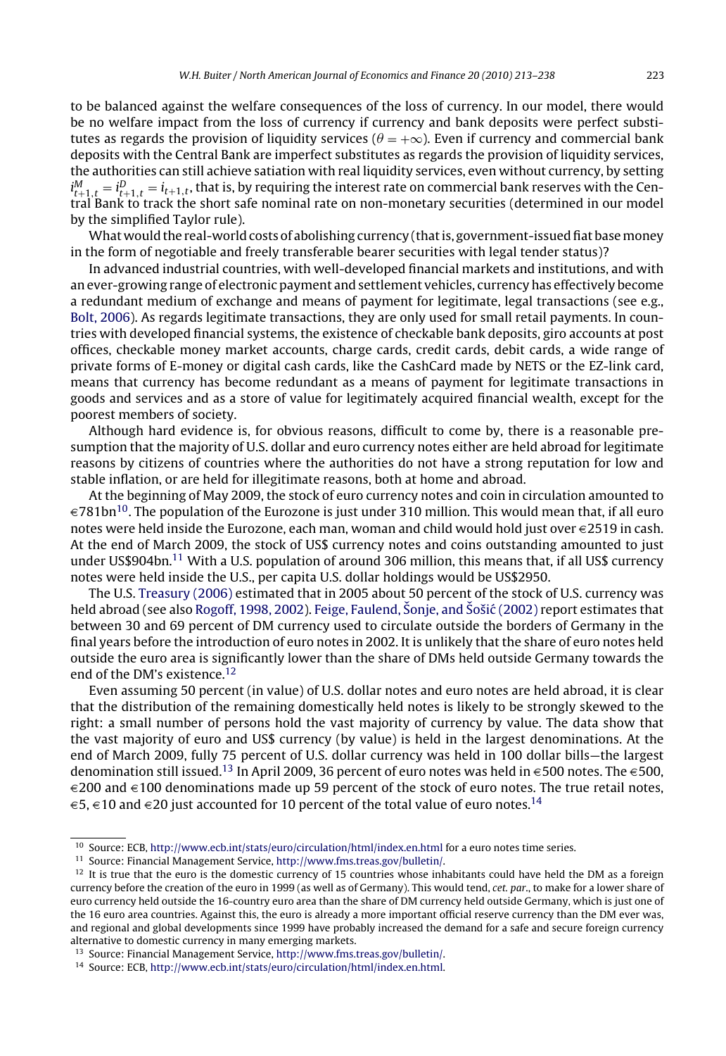to be balanced against the welfare consequences of the loss of currency. In our model, there would be no welfare impact from the loss of currency if currency and bank deposits were perfect substitutes as regards the provision of liquidity services ($\theta = +\infty$). Even if currency and commercial bank deposits with the Central Bank are imperfect substitutes as regards the provision of liquidity services, the authorities can still achieve satiation with real liquidity services, even without currency, by setting $i^M_{t+1,t} = i^D_{t+1,t} = i_{t+1,t}$, that is, by requiring the interest rate on commercial bank reserves with the Central Bank to track the short safe nominal rate on non-monetary securities (determined in our model by the simplified Taylor rule).

What would the real-world costs of abolishing currency (that is, government-issued fiat base money in the form of negotiable and freely transferable bearer securities with legal tender status)?

In advanced industrial countries, with well-developed financial markets and institutions, and with an ever-growing range of electronic payment and settlement vehicles, currency has effectively become a redundant medium of exchange and means of payment for legitimate, legal transactions (see e.g., Bolt, 2006). As regards legitimate transactions, they are only used for small retail payments. In countries with developed financial systems, the existence of checkable bank deposits, giro accounts at post offices, checkable money market accounts, charge cards, credit cards, debit cards, a wide range of private forms of E-money or digital cash cards, like the CashCard made by NETS or the EZ-link card, means that currency has become redundant as a means of payment for legitimate transactions in goods and services and as a store of value for legitimately acquired financial wealth, except for the poorest members of society.

Although hard evidence is, for obvious reasons, difficult to come by, there is a reasonable presumption that the majority of U.S. dollar and euro currency notes either are held abroad for legitimate reasons by citizens of countries where the authorities do not have a strong reputation for low and stable inflation, or are held for illegitimate reasons, both at home and abroad.

At the beginning of May 2009, the stock of euro currency notes and coin in circulation amounted to €781bn[10]. The population of the Eurozone is just under 310 million. This would mean that, if all euro notes were held inside the Eurozone, each man, woman and child would hold just over €2519 in cash. At the end of March 2009, the stock of US$ currency notes and coins outstanding amounted to just under US$904bn.[11] With a U.S. population of around 306 million, this means that, if all US$ currency notes were held inside the U.S., per capita U.S. dollar holdings would be US$2950.

The U.S. Treasury (2006) estimated that in 2005 about 50 percent of the stock of U.S. currency was held abroad (see also Rogoff, 1998, 2002). Feige, Faulend, Šonje, and Šošić (2002) report estimates that between 30 and 69 percent of DM currency used to circulate outside the borders of Germany in the final years before the introduction of euro notes in 2002. It is unlikely that the share of euro notes held outside the euro area is significantly lower than the share of DMs held outside Germany towards the end of the DM's existence.[12]

Even assuming 50 percent (in value) of U.S. dollar notes and euro notes are held abroad, it is clear that the distribution of the remaining domestically held notes is likely to be strongly skewed to the right: a small number of persons hold the vast majority of currency by value. The data show that the vast majority of euro and US$ currency (by value) is held in the largest denominations. At the end of March 2009, fully 75 percent of U.S. dollar currency was held in 100 dollar bills—the largest denomination still issued.[13] In April 2009, 36 percent of euro notes was held in €500 notes. The €500, €200 and €100 denominations made up 59 percent of the stock of euro notes. The true retail notes, €5, €10 and €20 just accounted for 10 percent of the total value of euro notes.[14]

---

[10] Source: ECB, http://www.ecb.int/stats/euro/circulation/html/index.en.html for a euro notes time series.

[11] Source: Financial Management Service, http://www.fms.treas.gov/bulletin/.

[12] It is true that the euro is the domestic currency of 15 countries whose inhabitants could have held the DM as a foreign currency before the creation of the euro in 1999 (as well as of Germany). This would tend, *cet. par.*, to make for a lower share of euro currency held outside the 16-country euro area than the share of DM currency held outside Germany, which is just one of the 16 euro area countries. Against this, the euro is already a more important official reserve currency than the DM ever was, and regional and global developments since 1999 have probably increased the demand for a safe and secure foreign currency alternative to domestic currency in many emerging markets.

[13] Source: Financial Management Service, http://www.fms.treas.gov/bulletin/.

[14] Source: ECB, http://www.ecb.int/stats/euro/circulation/html/index.en.html.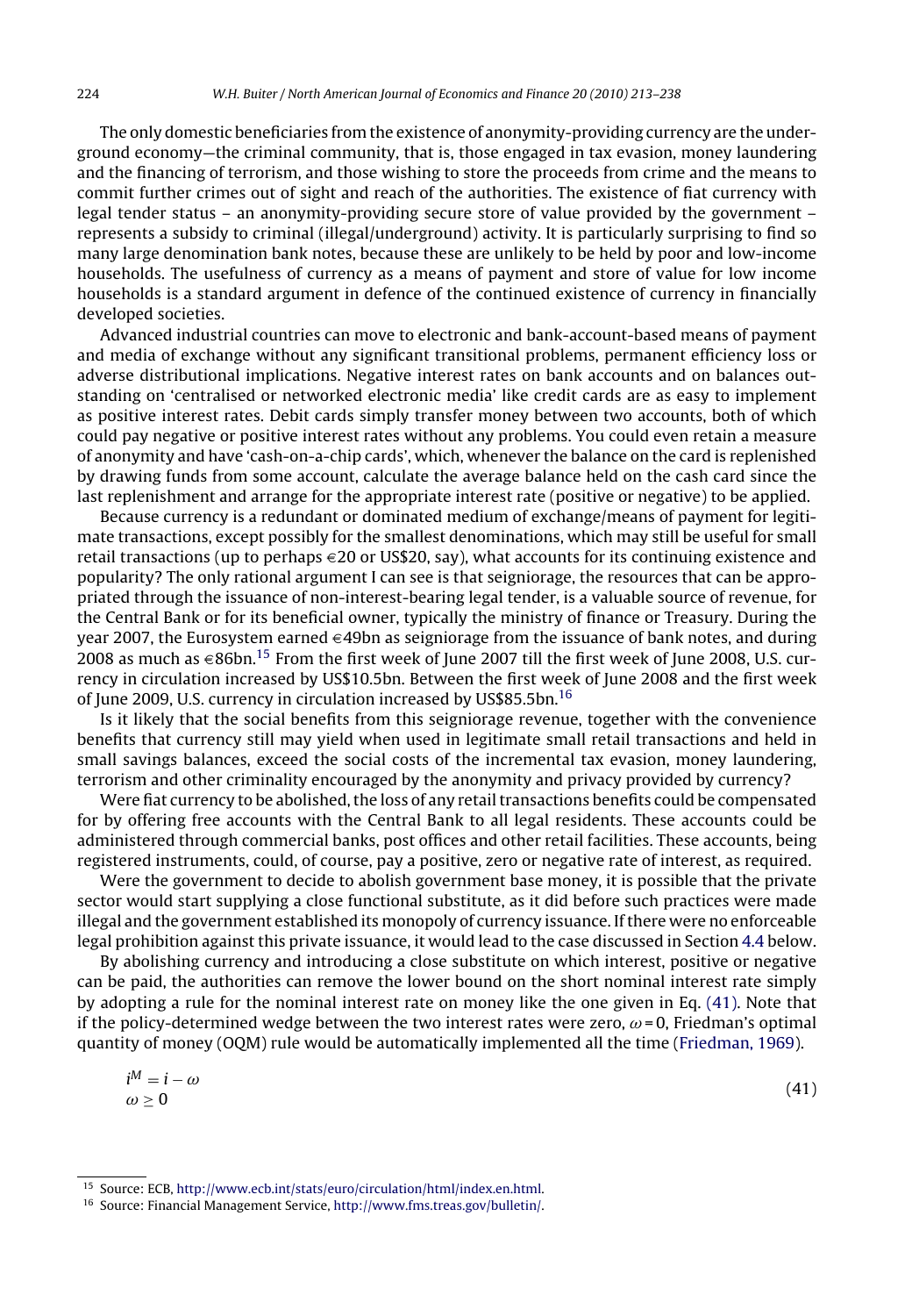The only domestic beneficiaries from the existence of anonymity-providing currency are the underground economy—the criminal community, that is, those engaged in tax evasion, money laundering and the financing of terrorism, and those wishing to store the proceeds from crime and the means to commit further crimes out of sight and reach of the authorities. The existence of fiat currency with legal tender status – an anonymity-providing secure store of value provided by the government – represents a subsidy to criminal (illegal/underground) activity. It is particularly surprising to find so many large denomination bank notes, because these are unlikely to be held by poor and low-income households. The usefulness of currency as a means of payment and store of value for low income households is a standard argument in defence of the continued existence of currency in financially developed societies.

Advanced industrial countries can move to electronic and bank-account-based means of payment and media of exchange without any significant transitional problems, permanent efficiency loss or adverse distributional implications. Negative interest rates on bank accounts and on balances outstanding on 'centralised or networked electronic media' like credit cards are as easy to implement as positive interest rates. Debit cards simply transfer money between two accounts, both of which could pay negative or positive interest rates without any problems. You could even retain a measure of anonymity and have 'cash-on-a-chip cards', which, whenever the balance on the card is replenished by drawing funds from some account, calculate the average balance held on the cash card since the last replenishment and arrange for the appropriate interest rate (positive or negative) to be applied.

Because currency is a redundant or dominated medium of exchange/means of payment for legitimate transactions, except possibly for the smallest denominations, which may still be useful for small retail transactions (up to perhaps €20 or US$20, say), what accounts for its continuing existence and popularity? The only rational argument I can see is that seigniorage, the resources that can be appropriated through the issuance of non-interest-bearing legal tender, is a valuable source of revenue, for the Central Bank or for its beneficial owner, typically the ministry of finance or Treasury. During the year 2007, the Eurosystem earned €49bn as seigniorage from the issuance of bank notes, and during 2008 as much as €86bn.[15] From the first week of June 2007 till the first week of June 2008, U.S. currency in circulation increased by US$10.5bn. Between the first week of June 2008 and the first week of June 2009, U.S. currency in circulation increased by US$85.5bn.[16]

Is it likely that the social benefits from this seigniorage revenue, together with the convenience benefits that currency still may yield when used in legitimate small retail transactions and held in small savings balances, exceed the social costs of the incremental tax evasion, money laundering, terrorism and other criminality encouraged by the anonymity and privacy provided by currency?

Were fiat currency to be abolished, the loss of any retail transactions benefits could be compensated for by offering free accounts with the Central Bank to all legal residents. These accounts could be administered through commercial banks, post offices and other retail facilities. These accounts, being registered instruments, could, of course, pay a positive, zero or negative rate of interest, as required.

Were the government to decide to abolish government base money, it is possible that the private sector would start supplying a close functional substitute, as it did before such practices were made illegal and the government established its monopoly of currency issuance. If there were no enforceable legal prohibition against this private issuance, it would lead to the case discussed in Section 4.4 below.

By abolishing currency and introducing a close substitute on which interest, positive or negative can be paid, the authorities can remove the lower bound on the short nominal interest rate simply by adopting a rule for the nominal interest rate on money like the one given in Eq. (41). Note that if the policy-determined wedge between the two interest rates were zero, $\omega = 0$, Friedman's optimal quantity of money (OQM) rule would be automatically implemented all the time (Friedman, 1969).

$$
\begin{aligned}
i^M &= i - \omega \\
\omega &\geq 0
\end{aligned}
\tag{41}
$$

[15] Source: ECB, http://www.ecb.int/stats/euro/circulation/html/index.en.html.

[16] Source: Financial Management Service, http://www.fms.treas.gov/bulletin/.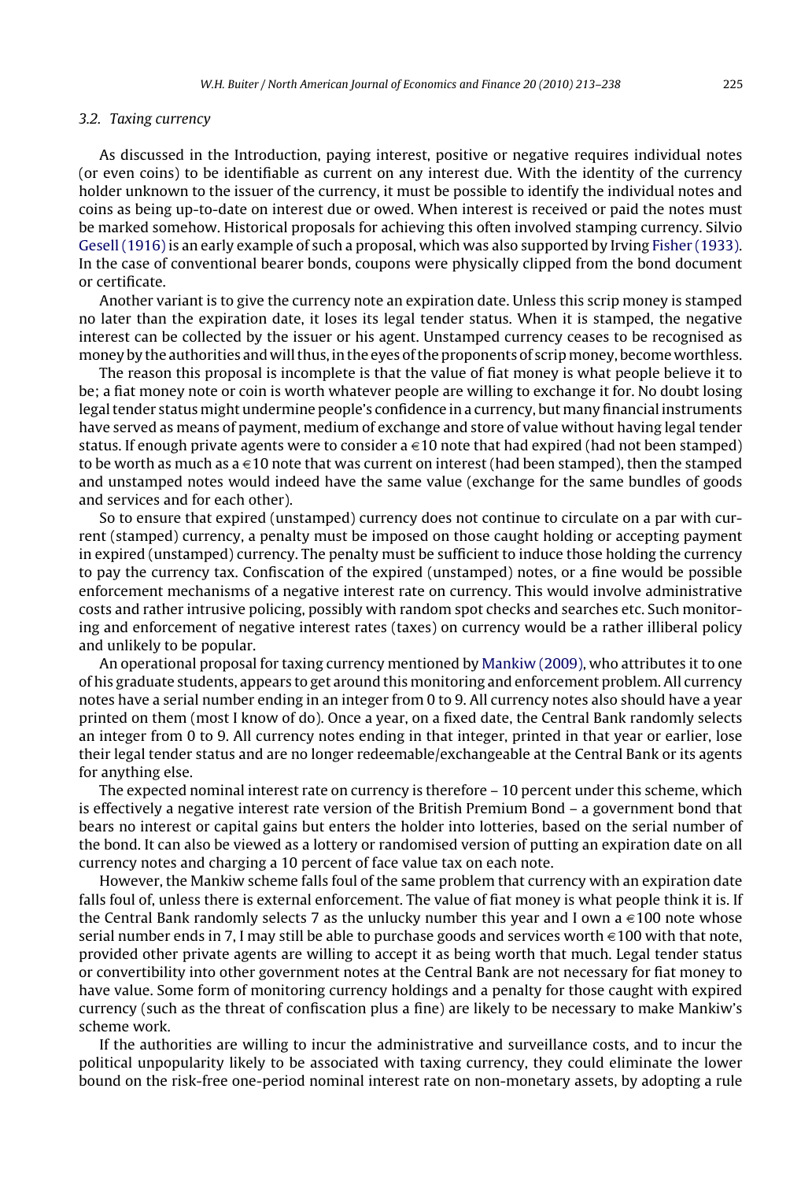### 3.2. Taxing currency

As discussed in the Introduction, paying interest, positive or negative requires individual notes (or even coins) to be identifiable as current on any interest due. With the identity of the currency holder unknown to the issuer of the currency, it must be possible to identify the individual notes and coins as being up-to-date on interest due or owed. When interest is received or paid the notes must be marked somehow. Historical proposals for achieving this often involved stamping currency. Silvio Gesell (1916) is an early example of such a proposal, which was also supported by Irving Fisher (1933). In the case of conventional bearer bonds, coupons were physically clipped from the bond document or certificate.

Another variant is to give the currency note an expiration date. Unless this scrip money is stamped no later than the expiration date, it loses its legal tender status. When it is stamped, the negative interest can be collected by the issuer or his agent. Unstamped currency ceases to be recognised as money by the authorities and will thus, in the eyes of the proponents of scrip money, become worthless.

The reason this proposal is incomplete is that the value of fiat money is what people believe it to be; a fiat money note or coin is worth whatever people are willing to exchange it for. No doubt losing legal tender status might undermine people's confidence in a currency, but many financial instruments have served as means of payment, medium of exchange and store of value without having legal tender status. If enough private agents were to consider a €10 note that had expired (had not been stamped) to be worth as much as a €10 note that was current on interest (had been stamped), then the stamped and unstamped notes would indeed have the same value (exchange for the same bundles of goods and services and for each other).

So to ensure that expired (unstamped) currency does not continue to circulate on a par with current (stamped) currency, a penalty must be imposed on those caught holding or accepting payment in expired (unstamped) currency. The penalty must be sufficient to induce those holding the currency to pay the currency tax. Confiscation of the expired (unstamped) notes, or a fine would be possible enforcement mechanisms of a negative interest rate on currency. This would involve administrative costs and rather intrusive policing, possibly with random spot checks and searches etc. Such monitoring and enforcement of negative interest rates (taxes) on currency would be a rather illiberal policy and unlikely to be popular.

An operational proposal for taxing currency mentioned by Mankiw (2009), who attributes it to one of his graduate students, appears to get around this monitoring and enforcement problem. All currency notes have a serial number ending in an integer from 0 to 9. All currency notes also should have a year printed on them (most I know of do). Once a year, on a fixed date, the Central Bank randomly selects an integer from 0 to 9. All currency notes ending in that integer, printed in that year or earlier, lose their legal tender status and are no longer redeemable/exchangeable at the Central Bank or its agents for anything else.

The expected nominal interest rate on currency is therefore – 10 percent under this scheme, which is effectively a negative interest rate version of the British Premium Bond – a government bond that bears no interest or capital gains but enters the holder into lotteries, based on the serial number of the bond. It can also be viewed as a lottery or randomised version of putting an expiration date on all currency notes and charging a 10 percent of face value tax on each note.

However, the Mankiw scheme falls foul of the same problem that currency with an expiration date falls foul of, unless there is external enforcement. The value of fiat money is what people think it is. If the Central Bank randomly selects 7 as the unlucky number this year and I own a €100 note whose serial number ends in 7, I may still be able to purchase goods and services worth €100 with that note, provided other private agents are willing to accept it as being worth that much. Legal tender status or convertibility into other government notes at the Central Bank are not necessary for fiat money to have value. Some form of monitoring currency holdings and a penalty for those caught with expired currency (such as the threat of confiscation plus a fine) are likely to be necessary to make Mankiw's scheme work.

If the authorities are willing to incur the administrative and surveillance costs, and to incur the political unpopularity likely to be associated with taxing currency, they could eliminate the lower bound on the risk-free one-period nominal interest rate on non-monetary assets, by adopting a rule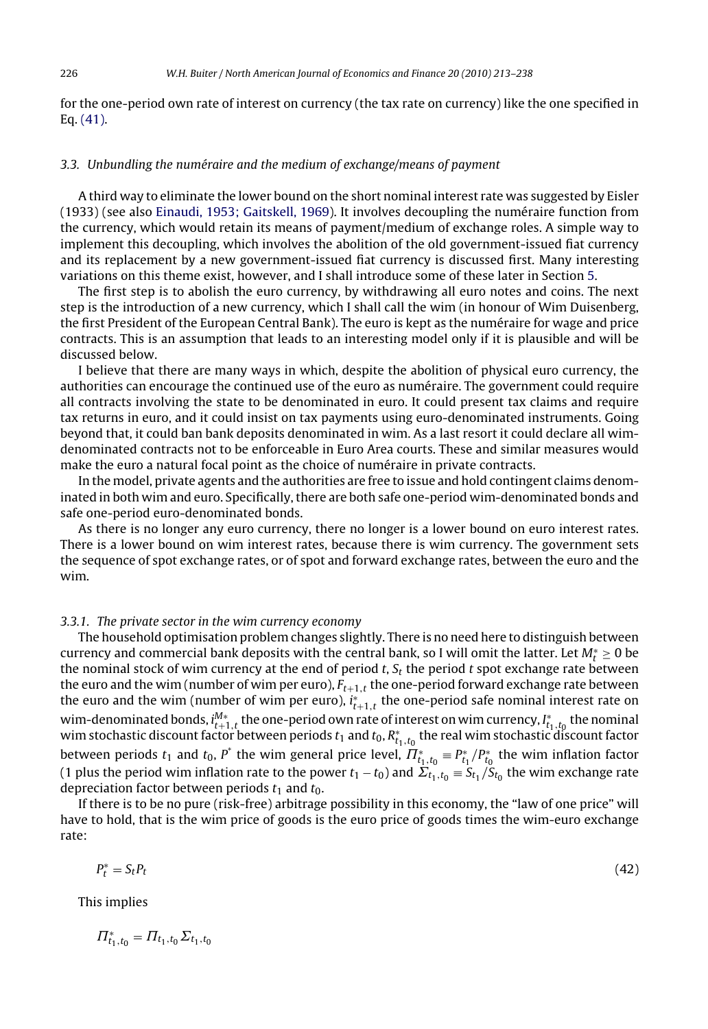for the one-period own rate of interest on currency (the tax rate on currency) like the one specified in Eq. (41).

### 3.3. Unbundling the numéraire and the medium of exchange/means of payment

A third way to eliminate the lower bound on the short nominal interest rate was suggested by Eisler (1933) (see also Einaudi, 1953; Gaitskell, 1969). It involves decoupling the numéraire function from the currency, which would retain its means of payment/medium of exchange roles. A simple way to implement this decoupling, which involves the abolition of the old government-issued fiat currency and its replacement by a new government-issued fiat currency is discussed first. Many interesting variations on this theme exist, however, and I shall introduce some of these later in Section 5.

The first step is to abolish the euro currency, by withdrawing all euro notes and coins. The next step is the introduction of a new currency, which I shall call the wim (in honour of Wim Duisenberg, the first President of the European Central Bank). The euro is kept as the numéraire for wage and price contracts. This is an assumption that leads to an interesting model only if it is plausible and will be discussed below.

I believe that there are many ways in which, despite the abolition of physical euro currency, the authorities can encourage the continued use of the euro as numéraire. The government could require all contracts involving the state to be denominated in euro. It could present tax claims and require tax returns in euro, and it could insist on tax payments using euro-denominated instruments. Going beyond that, it could ban bank deposits denominated in wim. As a last resort it could declare all wim-denominated contracts not to be enforceable in Euro Area courts. These and similar measures would make the euro a natural focal point as the choice of numéraire in private contracts.

In the model, private agents and the authorities are free to issue and hold contingent claims denominated in both wim and euro. Specifically, there are both safe one-period wim-denominated bonds and safe one-period euro-denominated bonds.

As there is no longer any euro currency, there no longer is a lower bound on euro interest rates. There is a lower bound on wim interest rates, because there is wim currency. The government sets the sequence of spot exchange rates, or of spot and forward exchange rates, between the euro and the wim.

#### 3.3.1. The private sector in the wim currency economy

The household optimisation problem changes slightly. There is no need here to distinguish between currency and commercial bank deposits with the central bank, so I will omit the latter. Let $M_t^* \geq 0$ be the nominal stock of wim currency at the end of period $t$, $S_t$ the period $t$ spot exchange rate between the euro and the wim (number of wim per euro), $F_{t+1,t}$ the one-period forward exchange rate between the euro and the wim (number of wim per euro), $i_{t+1,t}^*$ the one-period safe nominal interest rate on wim-denominated bonds, $i_{t+1,t}^{M*}$ the one-period own rate of interest on wim currency, $I_{t_1,t_0}^*$ the nominal wim stochastic discount factor between periods $t_1$ and $t_0$, $R_{t_1,t_0}^*$ the real wim stochastic discount factor between periods $t_1$ and $t_0$, $P^*$ the wim general price level, $\Pi_{t_1,t_0}^* \equiv P_{t_1}^*/P_{t_0}^*$ the wim inflation factor (1 plus the period wim inflation rate to the power $t_1 - t_0$) and $\Sigma_{t_1,t_0} \equiv S_{t_1}/S_{t_0}$ the wim exchange rate depreciation factor between periods $t_1$ and $t_0$.

If there is to be no pure (risk-free) arbitrage possibility in this economy, the "law of one price" will have to hold, that is the wim price of goods is the euro price of goods times the wim-euro exchange rate:

$$P_t^* = S_t P_t \tag{42}$$

This implies

$$\Pi_{t_1,t_0}^* = \Pi_{t_1,t_0} \Sigma_{t_1,t_0}$$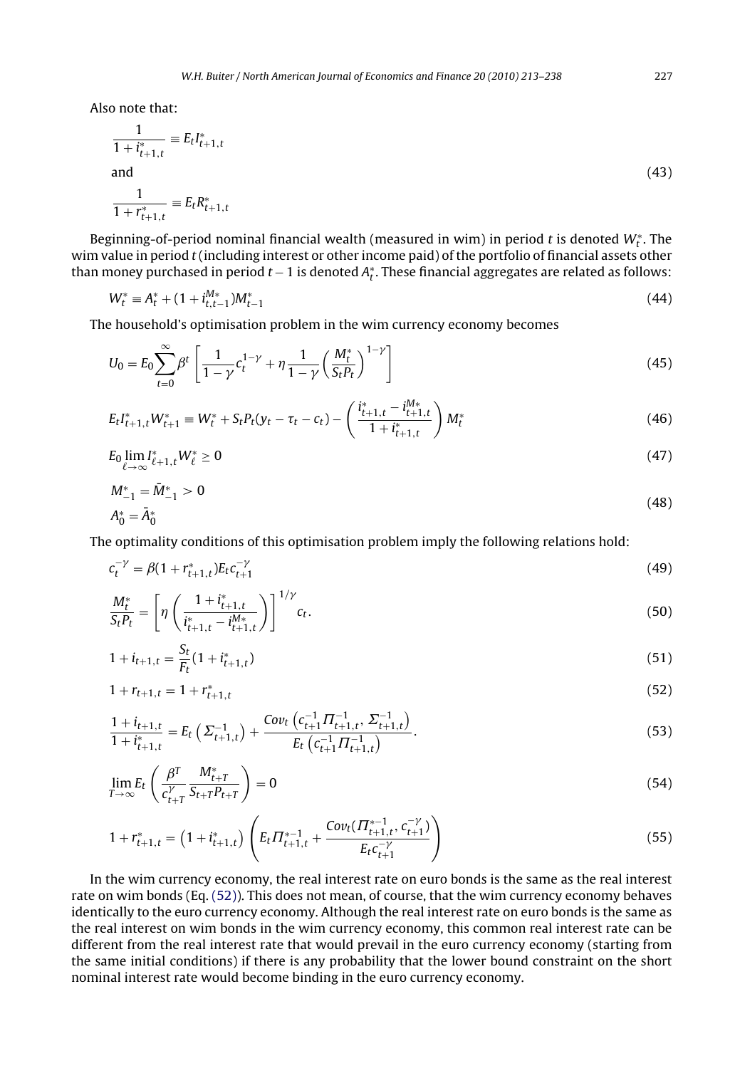Also note that:

$$\frac{1}{1+i^*_{t+1,t}} \equiv E_t I^*_{t+1,t}$$

and

$$\frac{1}{1+r^*_{t+1,t}} \equiv E_t R^*_{t+1,t} \tag{43}$$

Beginning-of-period nominal financial wealth (measured in wim) in period $t$ is denoted $W^*_t$. The wim value in period $t$ (including interest or other income paid) of the portfolio of financial assets other than money purchased in period $t-1$ is denoted $A^*_t$. These financial aggregates are related as follows:

$$W^*_t \equiv A^*_t + (1 + i^{M*}_{t,t-1})M^*_{t-1} \tag{44}$$

The household's optimisation problem in the wim currency economy becomes

$$U_0 = E_0 \sum_{t=0}^{\infty} \beta^t \left[ \frac{1}{1-\gamma} c_t^{1-\gamma} + \eta \frac{1}{1-\gamma} \left( \frac{M^*_t}{S_t P_t} \right)^{1-\gamma} \right] \tag{45}$$

$$E_t I^*_{t+1,t} W^*_{t+1} \equiv W^*_t + S_t P_t (y_t - \tau_t - c_t) - \left( \frac{i^*_{t+1,t} - i^{M*}_{t+1,t}}{1 + i^*_{t+1,t}} \right) M^*_t \tag{46}$$

$$E_0 \lim_{\ell \to \infty} I^*_{\ell+1,t} W^*_{\ell} \geq 0 \tag{47}$$

$$M^*_{-1} = \bar{M}^*_{-1} > 0$$

$$A^*_0 = \bar{A}^*_0 \tag{48}$$

The optimality conditions of this optimisation problem imply the following relations hold:

$$c_t^{-\gamma} = \beta(1 + r^*_{t+1,t}) E_t c_{t+1}^{-\gamma} \tag{49}$$

$$\frac{M^*_t}{S_t P_t} = \left[ \eta \left( \frac{1 + i^*_{t+1,t}}{i^*_{t+1,t} - i^{M*}_{t+1,t}} \right) \right]^{1/\gamma} c_t. \tag{50}$$

$$1 + i_{t+1,t} = \frac{S_t}{F_t}(1 + i^*_{t+1,t}) \tag{51}$$

$$1 + r_{t+1,t} = 1 + r^*_{t+1,t} \tag{52}$$

$$\frac{1 + i_{t+1,t}}{1 + i^*_{t+1,t}} = E_t\left(\Sigma^{-1}_{t+1,t}\right) + \frac{Cov_t\left(c^{-1}_{t+1}\Pi^{-1}_{t+1,t}, \Sigma^{-1}_{t+1,t}\right)}{E_t\left(c^{-1}_{t+1}\Pi^{-1}_{t+1,t}\right)}. \tag{53}$$

$$\lim_{T \to \infty} E_t \left( \frac{\beta^T}{c^{\gamma}_{t+T}} \frac{M^*_{t+T}}{S_{t+T} P_{t+T}} \right) = 0 \tag{54}$$

$$1 + r^*_{t+1,t} = \left(1 + i^*_{t+1,t}\right) \left( E_t \Pi^{*-1}_{t+1,t} + \frac{Cov_t(\Pi^{*-1}_{t+1,t}, c^{-\gamma}_{t+1})}{E_t c^{-\gamma}_{t+1}} \right) \tag{55}$$

In the wim currency economy, the real interest rate on euro bonds is the same as the real interest rate on wim bonds (Eq. (52)). This does not mean, of course, that the wim currency economy behaves identically to the euro currency economy. Although the real interest rate on euro bonds is the same as the real interest on wim bonds in the wim currency economy, this common real interest rate can be different from the real interest rate that would prevail in the euro currency economy (starting from the same initial conditions) if there is any probability that the lower bound constraint on the short nominal interest rate would become binding in the euro currency economy.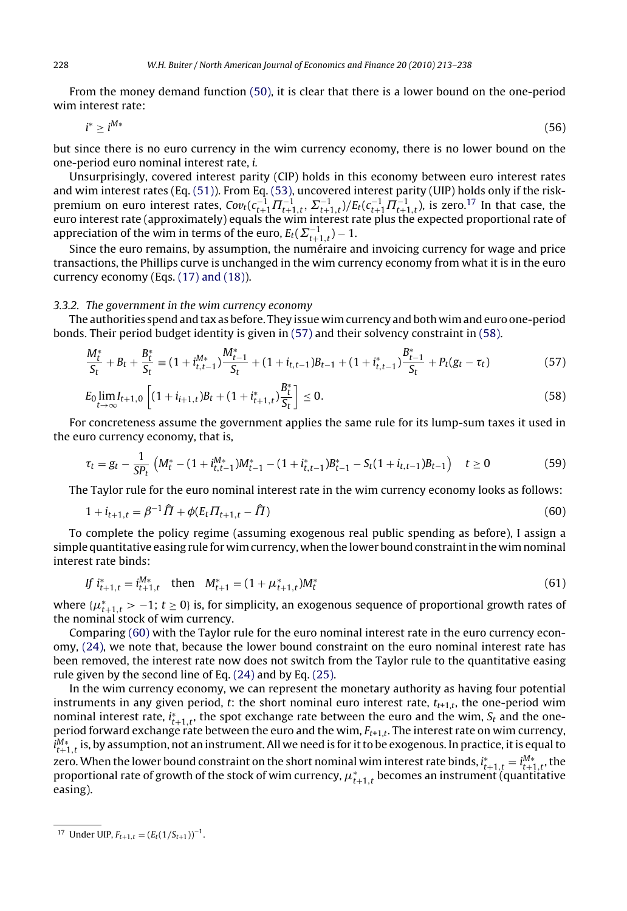From the money demand function (50), it is clear that there is a lower bound on the one-period wim interest rate:

$$i^* \geq i^{M*} \tag{56}$$

but since there is no euro currency in the wim currency economy, there is no lower bound on the one-period euro nominal interest rate, *i*.

Unsurprisingly, covered interest parity (CIP) holds in this economy between euro interest rates and wim interest rates (Eq. (51)). From Eq. (53), uncovered interest parity (UIP) holds only if the risk-premium on euro interest rates, $Cov_t(c_{t+1}^{-1}\Pi_{t+1,t}^{-1}, \Sigma_{t+1,t}^{-1})/E_t(c_{t+1}^{-1}\Pi_{t+1,t}^{-1})$, is zero.[17] In that case, the euro interest rate (approximately) equals the wim interest rate plus the expected proportional rate of appreciation of the wim in terms of the euro, $E_t(\Sigma_{t+1,t}^{-1}) - 1$.

Since the euro remains, by assumption, the numéraire and invoicing currency for wage and price transactions, the Phillips curve is unchanged in the wim currency economy from what it is in the euro currency economy (Eqs. (17) and (18)).

### 3.3.2. The government in the wim currency economy

The authorities spend and tax as before. They issue wim currency and both wim and euro one-period bonds. Their period budget identity is given in (57) and their solvency constraint in (58).

$$\frac{M_t^*}{S_t} + B_t + \frac{B_t^*}{S_t} \equiv (1 + i_{t,t-1}^{M*})\frac{M_{t-1}^*}{S_t} + (1 + i_{t,t-1})B_{t-1} + (1 + i_{t,t-1}^*)\frac{B_{t-1}^*}{S_t} + P_t(g_t - \tau_t) \tag{57}$$

$$E_0 \lim_{t\to\infty} I_{t+1,0}\left[(1 + i_{i+1,t})B_t + (1 + i_{t+1,t}^*)\frac{B_t^*}{S_t}\right] \leq 0. \tag{58}$$

For concreteness assume the government applies the same rule for its lump-sum taxes it used in the euro currency economy, that is,

$$\tau_t = g_t - \frac{1}{SP_t}\left(M_t^* - (1 + i_{t,t-1}^{M*})M_{t-1}^* - (1 + i_{t,t-1}^*)B_{t-1}^* - S_t(1 + i_{t,t-1})B_{t-1}\right) \quad t \geq 0 \tag{59}$$

The Taylor rule for the euro nominal interest rate in the wim currency economy looks as follows:

$$1 + i_{t+1,t} = \beta^{-1}\hat{\Pi} + \phi(E_t\Pi_{t+1,t} - \hat{\Pi}) \tag{60}$$

To complete the policy regime (assuming exogenous real public spending as before), I assign a simple quantitative easing rule for wim currency, when the lower bound constraint in the wim nominal interest rate binds:

$$\text{If } i_{t+1,t}^* = i_{t+1,t}^{M*} \quad \text{then} \quad M_{t+1}^* = (1 + \mu_{t+1,t}^*)M_t^* \tag{61}$$

where $\{\mu_{t+1,t}^* > -1;\ t \geq 0\}$ is, for simplicity, an exogenous sequence of proportional growth rates of the nominal stock of wim currency.

Comparing (60) with the Taylor rule for the euro nominal interest rate in the euro currency economy, (24), we note that, because the lower bound constraint on the euro nominal interest rate has been removed, the interest rate now does not switch from the Taylor rule to the quantitative easing rule given by the second line of Eq. (24) and by Eq. (25).

In the wim currency economy, we can represent the monetary authority as having four potential instruments in any given period, *t*: the short nominal euro interest rate, $t_{t+1,t}$, the one-period wim nominal interest rate, $i_{t+1,t}^*$, the spot exchange rate between the euro and the wim, $S_t$ and the one-period forward exchange rate between the euro and the wim, $F_{t+1,t}$. The interest rate on wim currency, $i_{t+1,t}^{M*}$ is, by assumption, not an instrument. All we need is for it to be exogenous. In practice, it is equal to zero. When the lower bound constraint on the short nominal wim interest rate binds, $i_{t+1,t}^* = i_{t+1,t}^{M*}$, the proportional rate of growth of the stock of wim currency, $\mu_{t+1,t}^*$ becomes an instrument (quantitative easing).

---

[17] Under UIP, $F_{t+1,t} = (E_t(1/S_{t+1}))^{-1}$.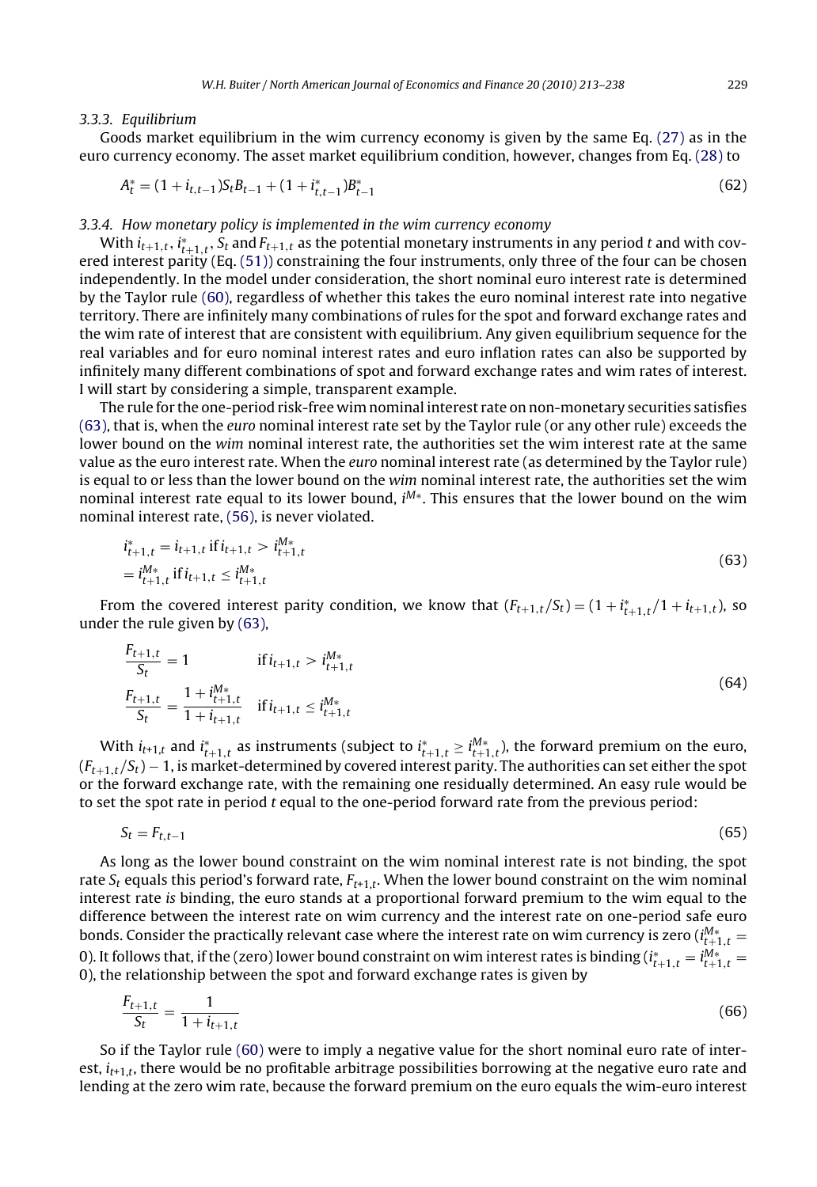### 3.3.3. Equilibrium

Goods market equilibrium in the wim currency economy is given by the same Eq. (27) as in the euro currency economy. The asset market equilibrium condition, however, changes from Eq. (28) to

$$A_t^* = (1 + i_{t,t-1})S_t B_{t-1} + (1 + i_{t,t-1}^*)B_{t-1}^* \tag{62}$$

### 3.3.4. How monetary policy is implemented in the wim currency economy

With $i_{t+1,t}$, $i_{t+1,t}^*$, $S_t$ and $F_{t+1,t}$ as the potential monetary instruments in any period $t$ and with covered interest parity (Eq. (51)) constraining the four instruments, only three of the four can be chosen independently. In the model under consideration, the short nominal euro interest rate is determined by the Taylor rule (60), regardless of whether this takes the euro nominal interest rate into negative territory. There are infinitely many combinations of rules for the spot and forward exchange rates and the wim rate of interest that are consistent with equilibrium. Any given equilibrium sequence for the real variables and for euro nominal interest rates and euro inflation rates can also be supported by infinitely many different combinations of spot and forward exchange rates and wim rates of interest. I will start by considering a simple, transparent example.

The rule for the one-period risk-free wim nominal interest rate on non-monetary securities satisfies (63), that is, when the *euro* nominal interest rate set by the Taylor rule (or any other rule) exceeds the lower bound on the *wim* nominal interest rate, the authorities set the wim interest rate at the same value as the euro interest rate. When the *euro* nominal interest rate (as determined by the Taylor rule) is equal to or less than the lower bound on the *wim* nominal interest rate, the authorities set the wim nominal interest rate equal to its lower bound, $i^{M*}$. This ensures that the lower bound on the wim nominal interest rate, (56), is never violated.

$$\begin{aligned} i_{t+1,t}^* &= i_{t+1,t} \text{ if } i_{t+1,t} > i_{t+1,t}^{M*} \\ &= i_{t+1,t}^{M*} \text{ if } i_{t+1,t} \leq i_{t+1,t}^{M*} \end{aligned} \tag{63}$$

From the covered interest parity condition, we know that $(F_{t+1,t}/S_t) = (1 + i_{t+1,t}^*/1 + i_{t+1,t})$, so under the rule given by (63),

$$\begin{aligned} \frac{F_{t+1,t}}{S_t} &= 1 \qquad \text{if } i_{t+1,t} > i_{t+1,t}^{M*} \\ \frac{F_{t+1,t}}{S_t} &= \frac{1 + i_{t+1,t}^{M*}}{1 + i_{t+1,t}} \quad \text{if } i_{t+1,t} \leq i_{t+1,t}^{M*} \end{aligned} \tag{64}$$

With $i_{t+1,t}$ and $i_{t+1,t}^*$ as instruments (subject to $i_{t+1,t}^* \geq i_{t+1,t}^{M*}$), the forward premium on the euro, $(F_{t+1,t}/S_t) - 1$, is market-determined by covered interest parity. The authorities can set either the spot or the forward exchange rate, with the remaining one residually determined. An easy rule would be to set the spot rate in period $t$ equal to the one-period forward rate from the previous period:

$$S_t = F_{t,t-1} \tag{65}$$

As long as the lower bound constraint on the wim nominal interest rate is not binding, the spot rate $S_t$ equals this period's forward rate, $F_{t+1,t}$. When the lower bound constraint on the wim nominal interest rate *is* binding, the euro stands at a proportional forward premium to the wim equal to the difference between the interest rate on wim currency and the interest rate on one-period safe euro bonds. Consider the practically relevant case where the interest rate on wim currency is zero ($i_{t+1,t}^{M*} = 0$). It follows that, if the (zero) lower bound constraint on wim interest rates is binding ($i_{t+1,t}^* = i_{t+1,t}^{M*} = 0$), the relationship between the spot and forward exchange rates is given by

$$\frac{F_{t+1,t}}{S_t} = \frac{1}{1 + i_{t+1,t}} \tag{66}$$

So if the Taylor rule (60) were to imply a negative value for the short nominal euro rate of interest, $i_{t+1,t}$, there would be no profitable arbitrage possibilities borrowing at the negative euro rate and lending at the zero wim rate, because the forward premium on the euro equals the wim-euro interest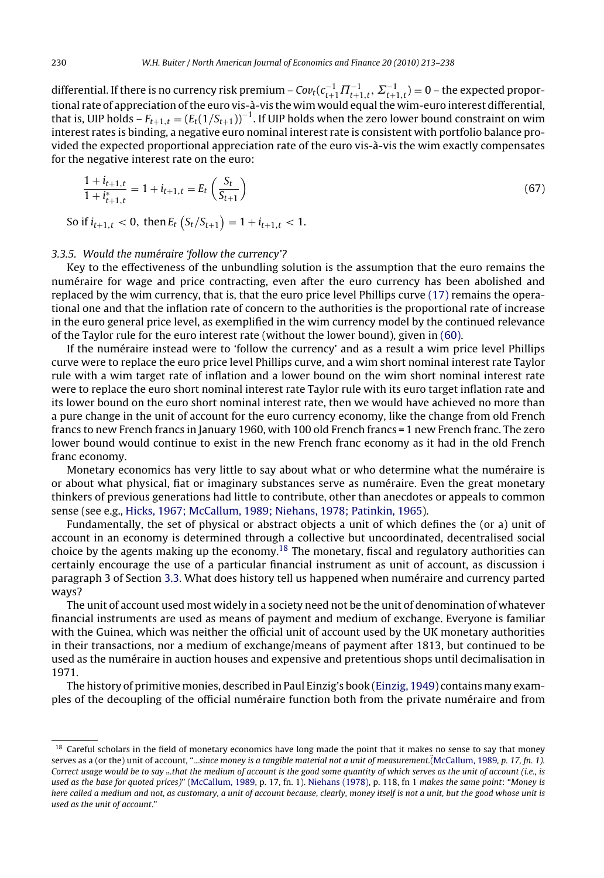differential. If there is no currency risk premium – $Cov_t(c_{t+1}^{-1}\Pi_{t+1,t}^{-1}, \Sigma_{t+1,t}^{-1}) = 0$ – the expected proportional rate of appreciation of the euro vis-à-vis the wim would equal the wim-euro interest differential, that is, UIP holds – $F_{t+1,t} = (E_t(1/S_{t+1}))^{-1}$. If UIP holds when the zero lower bound constraint on wim interest rates is binding, a negative euro nominal interest rate is consistent with portfolio balance provided the expected proportional appreciation rate of the euro vis-à-vis the wim exactly compensates for the negative interest rate on the euro:

$$\frac{1+i_{t+1,t}}{1+i_{t+1,t}^{*}} = 1 + i_{t+1,t} = E_t\left(\frac{S_t}{S_{t+1}}\right) \tag{67}$$

So if $i_{t+1,t} < 0$, then $E_t\left(S_t/S_{t+1}\right) = 1 + i_{t+1,t} < 1$.

### 3.3.5. Would the numéraire 'follow the currency'?

Key to the effectiveness of the unbundling solution is the assumption that the euro remains the numéraire for wage and price contracting, even after the euro currency has been abolished and replaced by the wim currency, that is, that the euro price level Phillips curve (17) remains the operational one and that the inflation rate of concern to the authorities is the proportional rate of increase in the euro general price level, as exemplified in the wim currency model by the continued relevance of the Taylor rule for the euro interest rate (without the lower bound), given in (60).

If the numéraire instead were to 'follow the currency' and as a result a wim price level Phillips curve were to replace the euro price level Phillips curve, and a wim short nominal interest rate Taylor rule with a wim target rate of inflation and a lower bound on the wim short nominal interest rate were to replace the euro short nominal interest rate Taylor rule with its euro target inflation rate and its lower bound on the euro short nominal interest rate, then we would have achieved no more than a pure change in the unit of account for the euro currency economy, like the change from old French francs to new French francs in January 1960, with 100 old French francs = 1 new French franc. The zero lower bound would continue to exist in the new French franc economy as it had in the old French franc economy.

Monetary economics has very little to say about what or who determine what the numéraire is or about what physical, fiat or imaginary substances serve as numéraire. Even the great monetary thinkers of previous generations had little to contribute, other than anecdotes or appeals to common sense (see e.g., Hicks, 1967; McCallum, 1989; Niehans, 1978; Patinkin, 1965).

Fundamentally, the set of physical or abstract objects a unit of which defines the (or a) unit of account in an economy is determined through a collective but uncoordinated, decentralised social choice by the agents making up the economy.[18] The monetary, fiscal and regulatory authorities can certainly encourage the use of a particular financial instrument as unit of account, as discussion i paragraph 3 of Section 3.3. What does history tell us happened when numéraire and currency parted ways?

The unit of account used most widely in a society need not be the unit of denomination of whatever financial instruments are used as means of payment and medium of exchange. Everyone is familiar with the Guinea, which was neither the official unit of account used by the UK monetary authorities in their transactions, nor a medium of exchange/means of payment after 1813, but continued to be used as the numéraire in auction houses and expensive and pretentious shops until decimalisation in 1971.

The history of primitive monies, described in Paul Einzig's book (Einzig, 1949) contains many examples of the decoupling of the official numéraire function both from the private numéraire and from

---

[18] Careful scholars in the field of monetary economics have long made the point that it makes no sense to say that money serves as a (or the) unit of account, "*...since money is a tangible material not a unit of measurement.*"(McCallum, 1989, *p. 17, fn. 1). Correct usage would be to say ...that the medium of account is the good some quantity of which serves as the unit of account (i.e., is used as the base for quoted prices)*" (McCallum, 1989, p. 17, fn. 1). Niehans (1978), p. 118, fn 1 *makes the same point*: "*Money is here called a medium and not, as customary, a unit of account, because, clearly, money itself is not a unit, but the good whose unit is used as the unit of account*."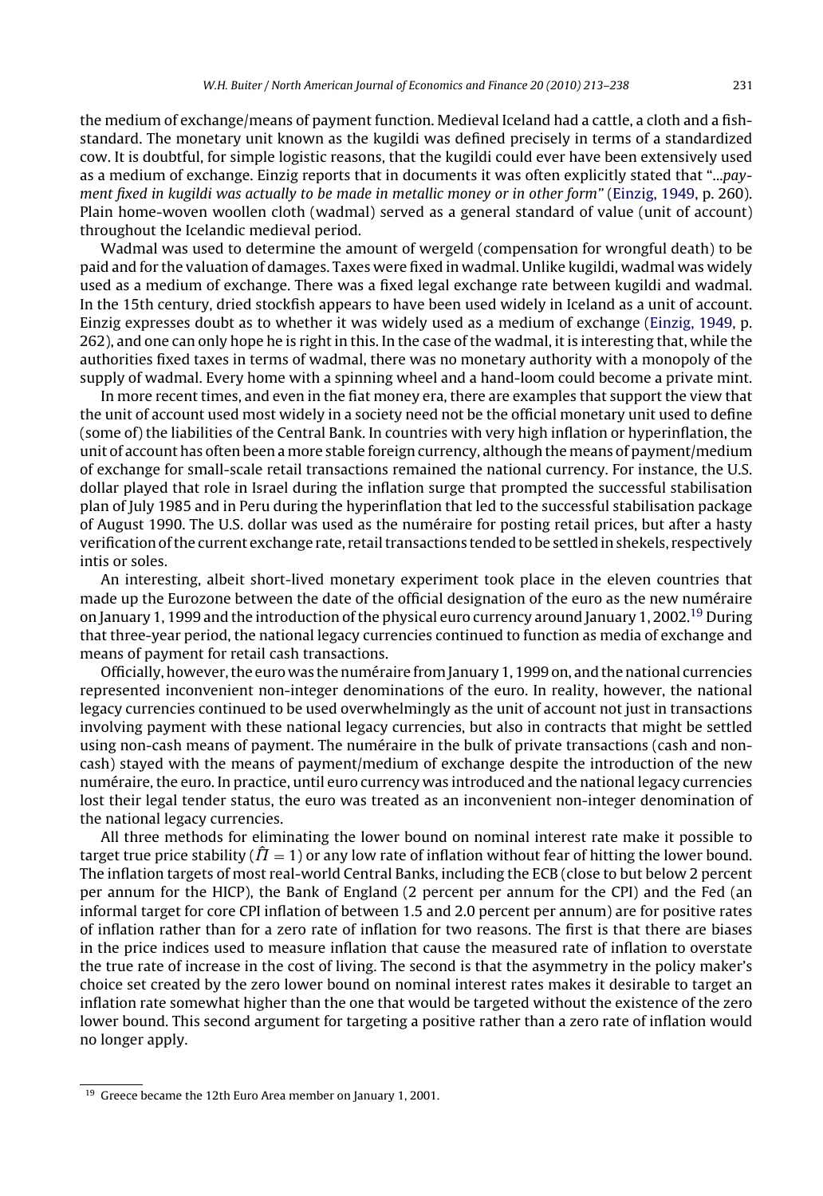the medium of exchange/means of payment function. Medieval Iceland had a cattle, a cloth and a fish-standard. The monetary unit known as the kugildi was defined precisely in terms of a standardized cow. It is doubtful, for simple logistic reasons, that the kugildi could ever have been extensively used as a medium of exchange. Einzig reports that in documents it was often explicitly stated that "*...payment fixed in kugildi was actually to be made in metallic money or in other form*" (Einzig, 1949, p. 260). Plain home-woven woollen cloth (wadmal) served as a general standard of value (unit of account) throughout the Icelandic medieval period.

Wadmal was used to determine the amount of wergeld (compensation for wrongful death) to be paid and for the valuation of damages. Taxes were fixed in wadmal. Unlike kugildi, wadmal was widely used as a medium of exchange. There was a fixed legal exchange rate between kugildi and wadmal. In the 15th century, dried stockfish appears to have been used widely in Iceland as a unit of account. Einzig expresses doubt as to whether it was widely used as a medium of exchange (Einzig, 1949, p. 262), and one can only hope he is right in this. In the case of the wadmal, it is interesting that, while the authorities fixed taxes in terms of wadmal, there was no monetary authority with a monopoly of the supply of wadmal. Every home with a spinning wheel and a hand-loom could become a private mint.

In more recent times, and even in the fiat money era, there are examples that support the view that the unit of account used most widely in a society need not be the official monetary unit used to define (some of) the liabilities of the Central Bank. In countries with very high inflation or hyperinflation, the unit of account has often been a more stable foreign currency, although the means of payment/medium of exchange for small-scale retail transactions remained the national currency. For instance, the U.S. dollar played that role in Israel during the inflation surge that prompted the successful stabilisation plan of July 1985 and in Peru during the hyperinflation that led to the successful stabilisation package of August 1990. The U.S. dollar was used as the numéraire for posting retail prices, but after a hasty verification of the current exchange rate, retail transactions tended to be settled in shekels, respectively intis or soles.

An interesting, albeit short-lived monetary experiment took place in the eleven countries that made up the Eurozone between the date of the official designation of the euro as the new numéraire on January 1, 1999 and the introduction of the physical euro currency around January 1, 2002.[19] During that three-year period, the national legacy currencies continued to function as media of exchange and means of payment for retail cash transactions.

Officially, however, the euro was the numéraire from January 1, 1999 on, and the national currencies represented inconvenient non-integer denominations of the euro. In reality, however, the national legacy currencies continued to be used overwhelmingly as the unit of account not just in transactions involving payment with these national legacy currencies, but also in contracts that might be settled using non-cash means of payment. The numéraire in the bulk of private transactions (cash and non-cash) stayed with the means of payment/medium of exchange despite the introduction of the new numéraire, the euro. In practice, until euro currency was introduced and the national legacy currencies lost their legal tender status, the euro was treated as an inconvenient non-integer denomination of the national legacy currencies.

All three methods for eliminating the lower bound on nominal interest rate make it possible to target true price stability ($\hat{\Pi} = 1$) or any low rate of inflation without fear of hitting the lower bound. The inflation targets of most real-world Central Banks, including the ECB (close to but below 2 percent per annum for the HICP), the Bank of England (2 percent per annum for the CPI) and the Fed (an informal target for core CPI inflation of between 1.5 and 2.0 percent per annum) are for positive rates of inflation rather than for a zero rate of inflation for two reasons. The first is that there are biases in the price indices used to measure inflation that cause the measured rate of inflation to overstate the true rate of increase in the cost of living. The second is that the asymmetry in the policy maker's choice set created by the zero lower bound on nominal interest rates makes it desirable to target an inflation rate somewhat higher than the one that would be targeted without the existence of the zero lower bound. This second argument for targeting a positive rather than a zero rate of inflation would no longer apply.

[19] Greece became the 12th Euro Area member on January 1, 2001.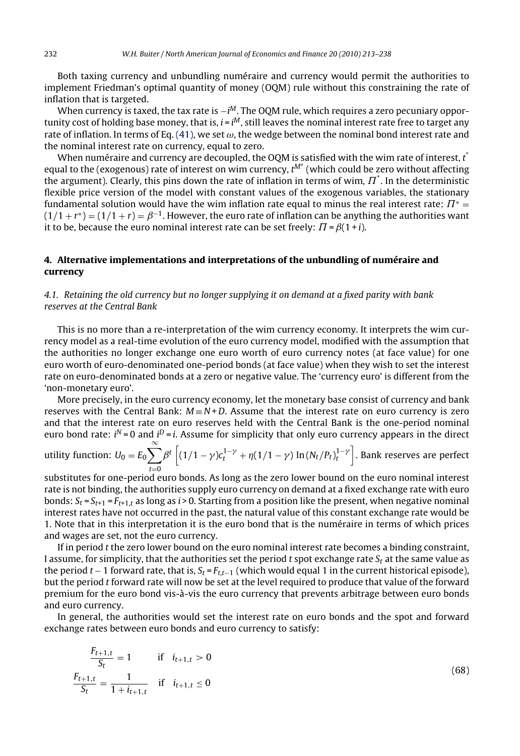Both taxing currency and unbundling numéraire and currency would permit the authorities to implement Friedman's optimal quantity of money (OQM) rule without this constraining the rate of inflation that is targeted.

When currency is taxed, the tax rate is $-i^M$. The OQM rule, which requires a zero pecuniary opportunity cost of holding base money, that is, $i = i^M$, still leaves the nominal interest rate free to target any rate of inflation. In terms of Eq. (41), we set $\omega$, the wedge between the nominal bond interest rate and the nominal interest rate on currency, equal to zero.

When numéraire and currency are decoupled, the OQM is satisfied with the wim rate of interest, $t^*$ equal to the (exogenous) rate of interest on wim currency, $t^{M^*}$ (which could be zero without affecting the argument). Clearly, this pins down the rate of inflation in terms of wim, $\Pi^*$. In the deterministic flexible price version of the model with constant values of the exogenous variables, the stationary fundamental solution would have the wim inflation rate equal to minus the real interest rate: $\Pi^* = (1/1 + r^*) = (1/1 + r) = \beta^{-1}$. However, the euro rate of inflation can be anything the authorities want it to be, because the euro nominal interest rate can be set freely: $\Pi = \beta(1 + i)$.

## 4. Alternative implementations and interpretations of the unbundling of numéraire and currency

### 4.1. Retaining the old currency but no longer supplying it on demand at a fixed parity with bank reserves at the Central Bank

This is no more than a re-interpretation of the wim currency economy. It interprets the wim currency model as a real-time evolution of the euro currency model, modified with the assumption that the authorities no longer exchange one euro worth of euro currency notes (at face value) for one euro worth of euro-denominated one-period bonds (at face value) when they wish to set the interest rate on euro-denominated bonds at a zero or negative value. The 'currency euro' is different from the 'non-monetary euro'.

More precisely, in the euro currency economy, let the monetary base consist of currency and bank reserves with the Central Bank: $M \equiv N + D$. Assume that the interest rate on euro currency is zero and that the interest rate on euro reserves held with the Central Bank is the one-period nominal euro bond rate: $i^N = 0$ and $i^D = i$. Assume for simplicity that only euro currency appears in the direct utility function: $U_0 = E_0 \sum_{t=0}^{\infty} \beta^t \left[ (1/1-\gamma)c_t^{1-\gamma} + \eta(1/1-\gamma)\ln(N_t/P_t)_t^{1-\gamma} \right]$. Bank reserves are perfect substitutes for one-period euro bonds. As long as the zero lower bound on the euro nominal interest rate is not binding, the authorities supply euro currency on demand at a fixed exchange rate with euro bonds: $S_t = S_{t+1} = F_{t+1,t}$ as long as $i > 0$. Starting from a position like the present, when negative nominal interest rates have not occurred in the past, the natural value of this constant exchange rate would be 1. Note that in this interpretation it is the euro bond that is the numéraire in terms of which prices and wages are set, not the euro currency.

If in period $t$ the zero lower bound on the euro nominal interest rate becomes a binding constraint, I assume, for simplicity, that the authorities set the period $t$ spot exchange rate $S_t$ at the same value as the period $t-1$ forward rate, that is, $S_t = F_{t,t-1}$ (which would equal 1 in the current historical episode), but the period $t$ forward rate will now be set at the level required to produce that value of the forward premium for the euro bond vis-à-vis the euro currency that prevents arbitrage between euro bonds and euro currency.

In general, the authorities would set the interest rate on euro bonds and the spot and forward exchange rates between euro bonds and euro currency to satisfy:

$$
\begin{aligned}
\frac{F_{t+1,t}}{S_t} &= 1 \qquad \text{if} \quad i_{t+1,t} > 0 \\
\frac{F_{t+1,t}}{S_t} &= \frac{1}{1+i_{t+1,t}} \quad \text{if} \quad i_{t+1,t} \leq 0
\end{aligned}
\tag{68}
$$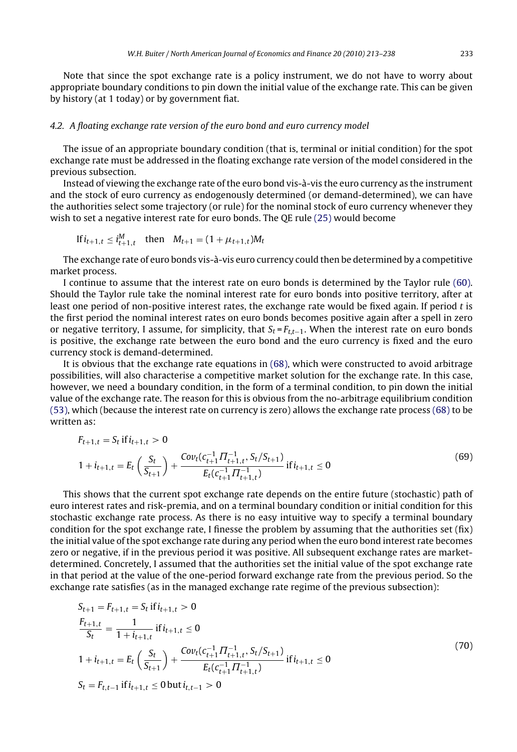Note that since the spot exchange rate is a policy instrument, we do not have to worry about appropriate boundary conditions to pin down the initial value of the exchange rate. This can be given by history (at 1 today) or by government fiat.

### 4.2. A floating exchange rate version of the euro bond and euro currency model

The issue of an appropriate boundary condition (that is, terminal or initial condition) for the spot exchange rate must be addressed in the floating exchange rate version of the model considered in the previous subsection.

Instead of viewing the exchange rate of the euro bond vis-à-vis the euro currency as the instrument and the stock of euro currency as endogenously determined (or demand-determined), we can have the authorities select some trajectory (or rule) for the nominal stock of euro currency whenever they wish to set a negative interest rate for euro bonds. The QE rule (25) would become

$$\text{If}\, i_{t+1,t} \leq i^{M}_{t+1,t} \quad \text{then} \quad M_{t+1} = (1+\mu_{t+1,t})M_t$$

The exchange rate of euro bonds vis-à-vis euro currency could then be determined by a competitive market process.

I continue to assume that the interest rate on euro bonds is determined by the Taylor rule (60). Should the Taylor rule take the nominal interest rate for euro bonds into positive territory, after at least one period of non-positive interest rates, the exchange rate would be fixed again. If period $t$ is the first period the nominal interest rates on euro bonds becomes positive again after a spell in zero or negative territory, I assume, for simplicity, that $S_t = F_{t,t-1}$. When the interest rate on euro bonds is positive, the exchange rate between the euro bond and the euro currency is fixed and the euro currency stock is demand-determined.

It is obvious that the exchange rate equations in (68), which were constructed to avoid arbitrage possibilities, will also characterise a competitive market solution for the exchange rate. In this case, however, we need a boundary condition, in the form of a terminal condition, to pin down the initial value of the exchange rate. The reason for this is obvious from the no-arbitrage equilibrium condition (53), which (because the interest rate on currency is zero) allows the exchange rate process (68) to be written as:

$$\begin{aligned}
&F_{t+1,t} = S_t \;\text{if}\; i_{t+1,t} > 0 \\
&1 + i_{t+1,t} = E_t\left(\frac{S_t}{S_{t+1}}\right) + \frac{Cov_t(c_{t+1}^{-1}\Pi_{t+1,t}^{-1}, S_t/S_{t+1})}{E_t(c_{t+1}^{-1}\Pi_{t+1,t}^{-1})} \;\text{if}\; i_{t+1,t} \leq 0
\end{aligned} \tag{69}$$

This shows that the current spot exchange rate depends on the entire future (stochastic) path of euro interest rates and risk-premia, and on a terminal boundary condition or initial condition for this stochastic exchange rate process. As there is no easy intuitive way to specify a terminal boundary condition for the spot exchange rate, I finesse the problem by assuming that the authorities set (fix) the initial value of the spot exchange rate during any period when the euro bond interest rate becomes zero or negative, if in the previous period it was positive. All subsequent exchange rates are market-determined. Concretely, I assumed that the authorities set the initial value of the spot exchange rate in that period at the value of the one-period forward exchange rate from the previous period. So the exchange rate satisfies (as in the managed exchange rate regime of the previous subsection):

$$\begin{aligned}
&S_{t+1} = F_{t+1,t} = S_t \;\text{if}\; i_{t+1,t} > 0 \\
&\frac{F_{t+1,t}}{S_t} = \frac{1}{1+i_{t+1,t}} \;\text{if}\; i_{t+1,t} \leq 0 \\
&1 + i_{t+1,t} = E_t\left(\frac{S_t}{S_{t+1}}\right) + \frac{Cov_t(c_{t+1}^{-1}\Pi_{t+1,t}^{-1}, S_t/S_{t+1})}{E_t(c_{t+1}^{-1}\Pi_{t+1,t}^{-1})} \;\text{if}\; i_{t+1,t} \leq 0 \\
&S_t = F_{t,t-1} \;\text{if}\; i_{t+1,t} \leq 0 \;\text{but}\; i_{t,t-1} > 0
\end{aligned} \tag{70}$$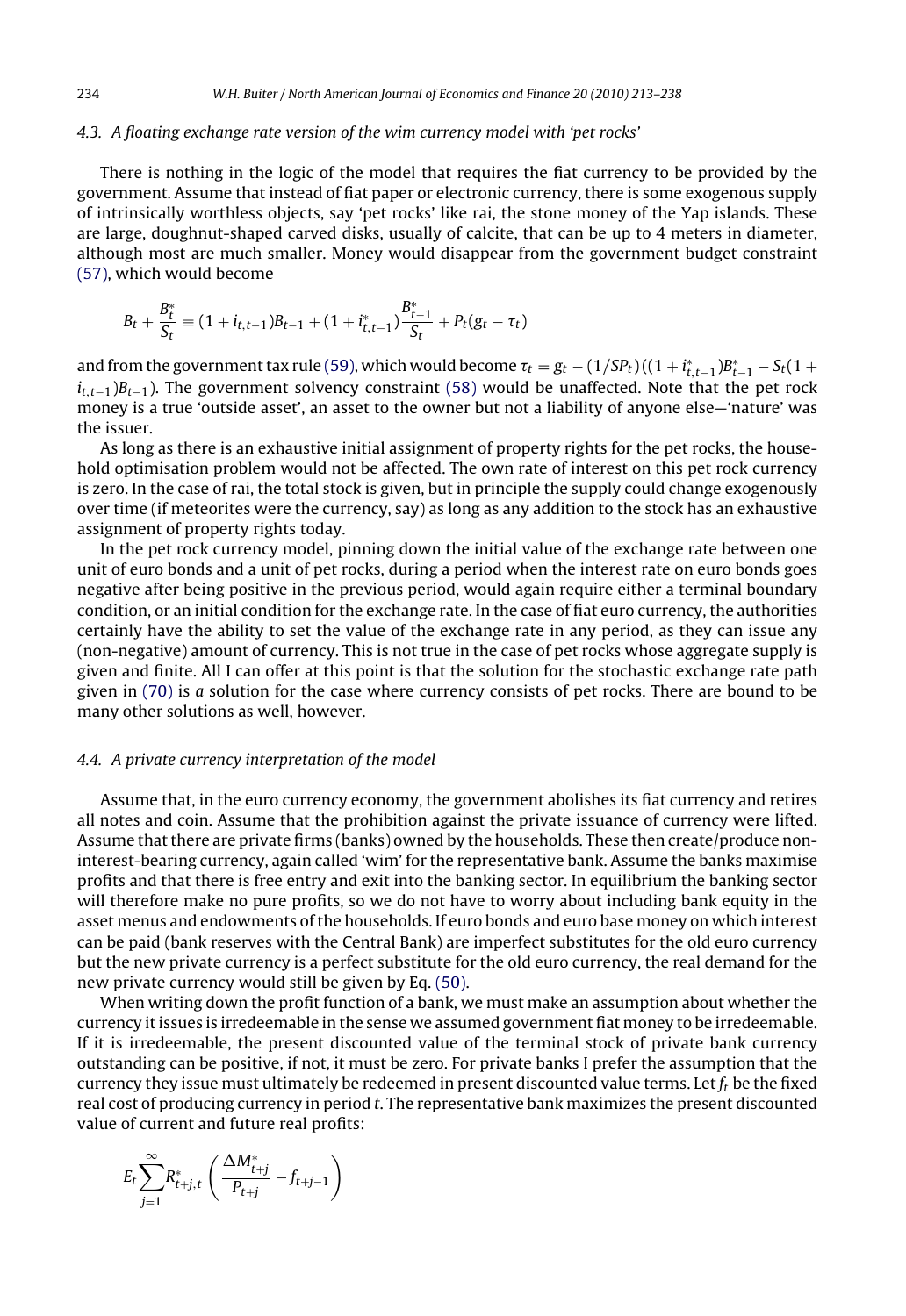### 4.3. A floating exchange rate version of the wim currency model with 'pet rocks'

There is nothing in the logic of the model that requires the fiat currency to be provided by the government. Assume that instead of fiat paper or electronic currency, there is some exogenous supply of intrinsically worthless objects, say 'pet rocks' like rai, the stone money of the Yap islands. These are large, doughnut-shaped carved disks, usually of calcite, that can be up to 4 meters in diameter, although most are much smaller. Money would disappear from the government budget constraint (57), which would become

$$B_t + \frac{B_t^*}{S_t} \equiv (1 + i_{t,t-1})B_{t-1} + (1 + i_{t,t-1}^*)\frac{B_{t-1}^*}{S_t} + P_t(g_t - \tau_t)$$

and from the government tax rule (59), which would become $\tau_t = g_t - (1/SP_t)((1 + i_{t,t-1}^*)B_{t-1}^* - S_t(1 + i_{t,t-1})B_{t-1})$. The government solvency constraint (58) would be unaffected. Note that the pet rock money is a true 'outside asset', an asset to the owner but not a liability of anyone else—'nature' was the issuer.

As long as there is an exhaustive initial assignment of property rights for the pet rocks, the household optimisation problem would not be affected. The own rate of interest on this pet rock currency is zero. In the case of rai, the total stock is given, but in principle the supply could change exogenously over time (if meteorites were the currency, say) as long as any addition to the stock has an exhaustive assignment of property rights today.

In the pet rock currency model, pinning down the initial value of the exchange rate between one unit of euro bonds and a unit of pet rocks, during a period when the interest rate on euro bonds goes negative after being positive in the previous period, would again require either a terminal boundary condition, or an initial condition for the exchange rate. In the case of fiat euro currency, the authorities certainly have the ability to set the value of the exchange rate in any period, as they can issue any (non-negative) amount of currency. This is not true in the case of pet rocks whose aggregate supply is given and finite. All I can offer at this point is that the solution for the stochastic exchange rate path given in (70) is *a* solution for the case where currency consists of pet rocks. There are bound to be many other solutions as well, however.

### 4.4. A private currency interpretation of the model

Assume that, in the euro currency economy, the government abolishes its fiat currency and retires all notes and coin. Assume that the prohibition against the private issuance of currency were lifted. Assume that there are private firms (banks) owned by the households. These then create/produce non-interest-bearing currency, again called 'wim' for the representative bank. Assume the banks maximise profits and that there is free entry and exit into the banking sector. In equilibrium the banking sector will therefore make no pure profits, so we do not have to worry about including bank equity in the asset menus and endowments of the households. If euro bonds and euro base money on which interest can be paid (bank reserves with the Central Bank) are imperfect substitutes for the old euro currency but the new private currency is a perfect substitute for the old euro currency, the real demand for the new private currency would still be given by Eq. (50).

When writing down the profit function of a bank, we must make an assumption about whether the currency it issues is irredeemable in the sense we assumed government fiat money to be irredeemable. If it is irredeemable, the present discounted value of the terminal stock of private bank currency outstanding can be positive, if not, it must be zero. For private banks I prefer the assumption that the currency they issue must ultimately be redeemed in present discounted value terms. Let $f_t$ be the fixed real cost of producing currency in period $t$. The representative bank maximizes the present discounted value of current and future real profits:

$$E_t \sum_{j=1}^{\infty} R_{t+j,t}^* \left( \frac{\Delta M_{t+j}^*}{P_{t+j}} - f_{t+j-1} \right)$$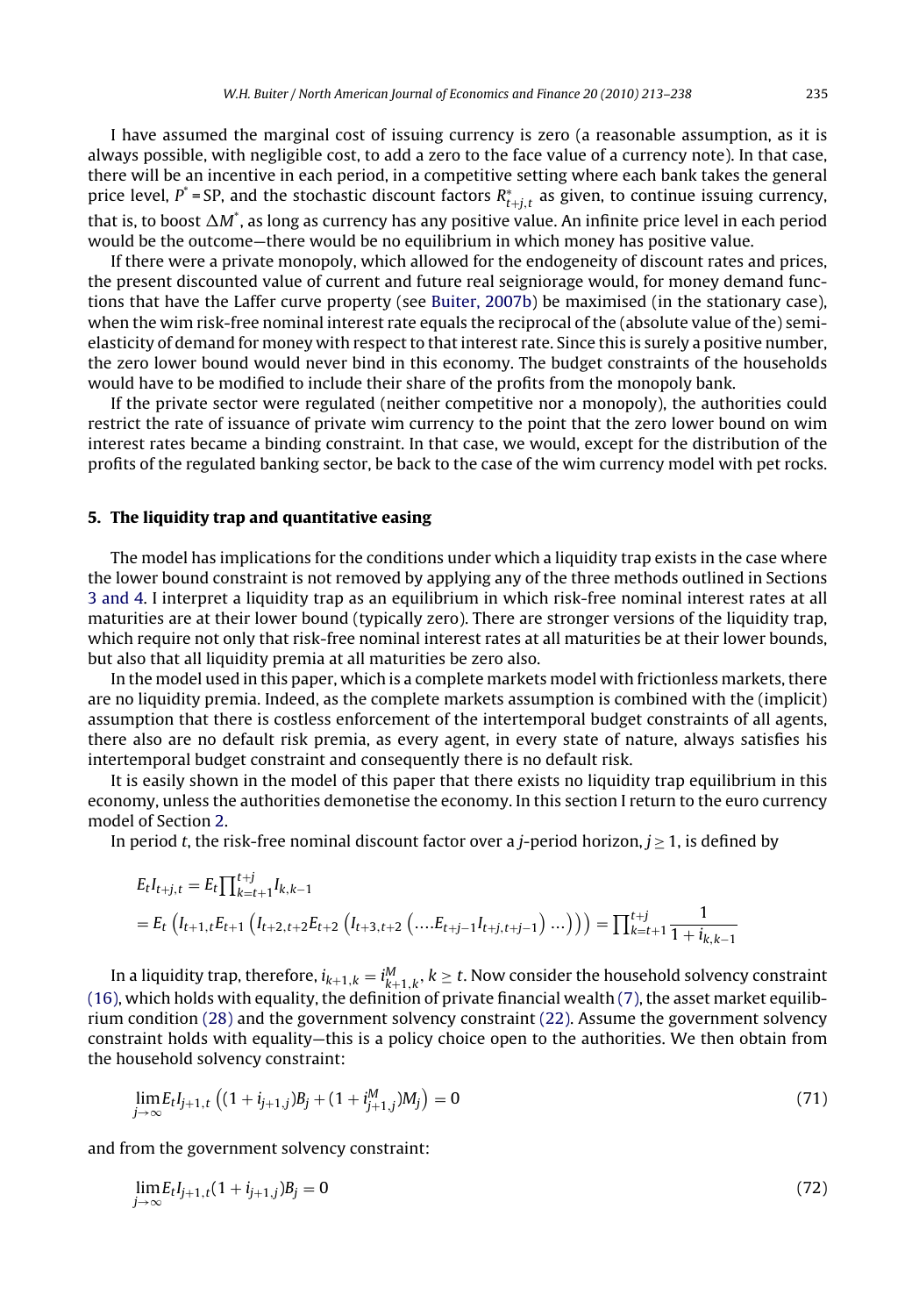I have assumed the marginal cost of issuing currency is zero (a reasonable assumption, as it is always possible, with negligible cost, to add a zero to the face value of a currency note). In that case, there will be an incentive in each period, in a competitive setting where each bank takes the general price level, $P^* = SP$, and the stochastic discount factors $R^*_{t+j,t}$ as given, to continue issuing currency, that is, to boost $\Delta M^*$, as long as currency has any positive value. An infinite price level in each period would be the outcome—there would be no equilibrium in which money has positive value.

If there were a private monopoly, which allowed for the endogeneity of discount rates and prices, the present discounted value of current and future real seigniorage would, for money demand functions that have the Laffer curve property (see Buiter, 2007b) be maximised (in the stationary case), when the wim risk-free nominal interest rate equals the reciprocal of the (absolute value of the) semi-elasticity of demand for money with respect to that interest rate. Since this is surely a positive number, the zero lower bound would never bind in this economy. The budget constraints of the households would have to be modified to include their share of the profits from the monopoly bank.

If the private sector were regulated (neither competitive nor a monopoly), the authorities could restrict the rate of issuance of private wim currency to the point that the zero lower bound on wim interest rates became a binding constraint. In that case, we would, except for the distribution of the profits of the regulated banking sector, be back to the case of the wim currency model with pet rocks.

## 5. The liquidity trap and quantitative easing

The model has implications for the conditions under which a liquidity trap exists in the case where the lower bound constraint is not removed by applying any of the three methods outlined in Sections 3 and 4. I interpret a liquidity trap as an equilibrium in which risk-free nominal interest rates at all maturities are at their lower bound (typically zero). There are stronger versions of the liquidity trap, which require not only that risk-free nominal interest rates at all maturities be at their lower bounds, but also that all liquidity premia at all maturities be zero also.

In the model used in this paper, which is a complete markets model with frictionless markets, there are no liquidity premia. Indeed, as the complete markets assumption is combined with the (implicit) assumption that there is costless enforcement of the intertemporal budget constraints of all agents, there also are no default risk premia, as every agent, in every state of nature, always satisfies his intertemporal budget constraint and consequently there is no default risk.

It is easily shown in the model of this paper that there exists no liquidity trap equilibrium in this economy, unless the authorities demonetise the economy. In this section I return to the euro currency model of Section 2.

In period $t$, the risk-free nominal discount factor over a $j$-period horizon, $j \geq 1$, is defined by

$$
\begin{aligned}
&E_t I_{t+j,t} = E_t \prod_{k=t+1}^{t+j} I_{k,k-1} \\
&= E_t \left( I_{t+1,t} E_{t+1} \left( I_{t+2,t+2} E_{t+2} \left( I_{t+3,t+2} \left( \ldots . E_{t+j-1} I_{t+j,t+j-1} \right) \ldots \right) \right) \right) = \prod_{k=t+1}^{t+j} \frac{1}{1+i_{k,k-1}}
\end{aligned}
$$

In a liquidity trap, therefore, $i_{k+1,k} = i^M_{k+1,k}$, $k \geq t$. Now consider the household solvency constraint (16), which holds with equality, the definition of private financial wealth (7), the asset market equilibrium condition (28) and the government solvency constraint (22). Assume the government solvency constraint holds with equality—this is a policy choice open to the authorities. We then obtain from the household solvency constraint:

$$
\lim_{j\to\infty} E_t I_{j+1,t} \left( (1+i_{j+1,j}) B_j + (1+i^M_{j+1,j}) M_j \right) = 0 \tag{71}
$$

and from the government solvency constraint:

$$
\lim_{j\to\infty} E_t I_{j+1,t} (1+i_{j+1,j}) B_j = 0 \tag{72}
$$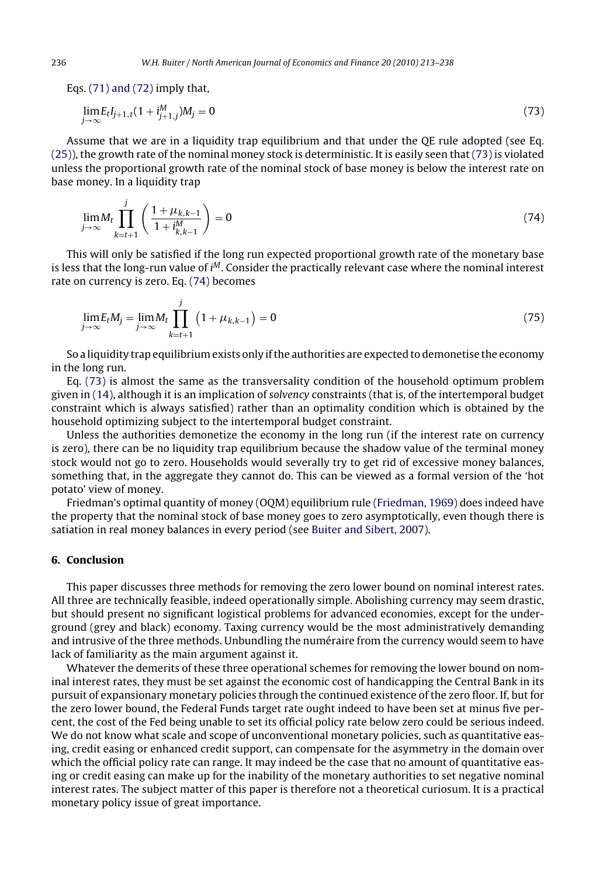Eqs. (71) and (72) imply that,

$$\lim_{j\to\infty} E_t I_{j+1,t}(1+i^M_{j+1,j})M_j = 0 \tag{73}$$

Assume that we are in a liquidity trap equilibrium and that under the QE rule adopted (see Eq. (25)), the growth rate of the nominal money stock is deterministic. It is easily seen that (73) is violated unless the proportional growth rate of the nominal stock of base money is below the interest rate on base money. In a liquidity trap

$$\lim_{j\to\infty} M_t \prod_{k=t+1}^{j} \left( \frac{1+\mu_{k,k-1}}{1+i^M_{k,k-1}} \right) = 0 \tag{74}$$

This will only be satisfied if the long run expected proportional growth rate of the monetary base is less that the long-run value of $i^M$. Consider the practically relevant case where the nominal interest rate on currency is zero. Eq. (74) becomes

$$\lim_{j\to\infty} E_t M_j = \lim_{j\to\infty} M_t \prod_{k=t+1}^{j} \left(1+\mu_{k,k-1}\right) = 0 \tag{75}$$

So a liquidity trap equilibrium exists only if the authorities are expected to demonetise the economy in the long run.

Eq. (73) is almost the same as the transversality condition of the household optimum problem given in (14), although it is an implication of *solvency* constraints (that is, of the intertemporal budget constraint which is always satisfied) rather than an optimality condition which is obtained by the household optimizing subject to the intertemporal budget constraint.

Unless the authorities demonetize the economy in the long run (if the interest rate on currency is zero), there can be no liquidity trap equilibrium because the shadow value of the terminal money stock would not go to zero. Households would severally try to get rid of excessive money balances, something that, in the aggregate they cannot do. This can be viewed as a formal version of the 'hot potato' view of money.

Friedman's optimal quantity of money (OQM) equilibrium rule (Friedman, 1969) does indeed have the property that the nominal stock of base money goes to zero asymptotically, even though there is satiation in real money balances in every period (see Buiter and Sibert, 2007).

## 6. Conclusion

This paper discusses three methods for removing the zero lower bound on nominal interest rates. All three are technically feasible, indeed operationally simple. Abolishing currency may seem drastic, but should present no significant logistical problems for advanced economies, except for the underground (grey and black) economy. Taxing currency would be the most administratively demanding and intrusive of the three methods. Unbundling the numéraire from the currency would seem to have lack of familiarity as the main argument against it.

Whatever the demerits of these three operational schemes for removing the lower bound on nominal interest rates, they must be set against the economic cost of handicapping the Central Bank in its pursuit of expansionary monetary policies through the continued existence of the zero floor. If, but for the zero lower bound, the Federal Funds target rate ought indeed to have been set at minus five percent, the cost of the Fed being unable to set its official policy rate below zero could be serious indeed. We do not know what scale and scope of unconventional monetary policies, such as quantitative easing, credit easing or enhanced credit support, can compensate for the asymmetry in the domain over which the official policy rate can range. It may indeed be the case that no amount of quantitative easing or credit easing can make up for the inability of the monetary authorities to set negative nominal interest rates. The subject matter of this paper is therefore not a theoretical curiosum. It is a practical monetary policy issue of great importance.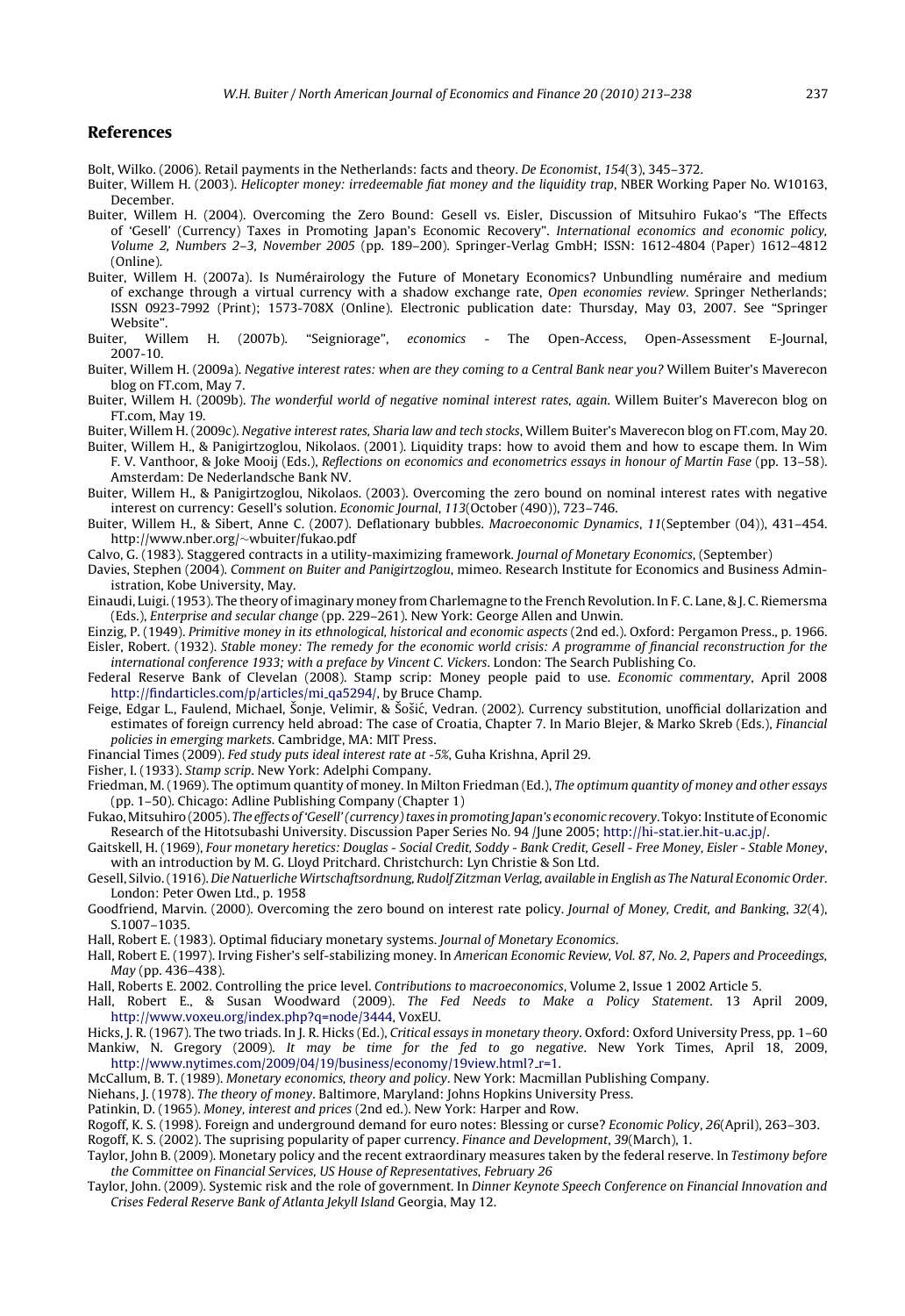## References

Bolt, Wilko. (2006). Retail payments in the Netherlands: facts and theory. *De Economist*, *154*(3), 345–372.

Buiter, Willem H. (2003). *Helicopter money: irredeemable fiat money and the liquidity trap*, NBER Working Paper No. W10163, December.

Buiter, Willem H. (2004). Overcoming the Zero Bound: Gesell vs. Eisler, Discussion of Mitsuhiro Fukao's "The Effects of 'Gesell' (Currency) Taxes in Promoting Japan's Economic Recovery". *International economics and economic policy, Volume 2, Numbers 2–3, November 2005* (pp. 189–200). Springer-Verlag GmbH; ISSN: 1612-4804 (Paper) 1612–4812 (Online).

Buiter, Willem H. (2007a). Is Numérairology the Future of Monetary Economics? Unbundling numéraire and medium of exchange through a virtual currency with a shadow exchange rate, *Open economies review*. Springer Netherlands; ISSN 0923-7992 (Print); 1573-708X (Online). Electronic publication date: Thursday, May 03, 2007. See "Springer Website".

Buiter, Willem H. (2007b). "Seigniorage", *economics* - The Open-Access, Open-Assessment E-Journal, 2007-10.

Buiter, Willem H. (2009a). *Negative interest rates: when are they coming to a Central Bank near you?* Willem Buiter's Maverecon blog on FT.com, May 7.

Buiter, Willem H. (2009b). *The wonderful world of negative nominal interest rates, again*. Willem Buiter's Maverecon blog on FT.com, May 19.

Buiter, Willem H. (2009c). *Negative interest rates, Sharia law and tech stocks*, Willem Buiter's Maverecon blog on FT.com, May 20.

Buiter, Willem H., & Panigirtzoglou, Nikolaos. (2001). Liquidity traps: how to avoid them and how to escape them. In Wim F. V. Vanthoor, & Joke Mooij (Eds.), *Reflections on economics and econometrics essays in honour of Martin Fase* (pp. 13–58). Amsterdam: De Nederlandsche Bank NV.

Buiter, Willem H., & Panigirtzoglou, Nikolaos. (2003). Overcoming the zero bound on nominal interest rates with negative interest on currency: Gesell's solution. *Economic Journal*, *113*(October (490)), 723–746.

Buiter, Willem H., & Sibert, Anne C. (2007). Deflationary bubbles. *Macroeconomic Dynamics*, *11*(September (04)), 431–454. http://www.nber.org/~wbuiter/fukao.pdf

Calvo, G. (1983). Staggered contracts in a utility-maximizing framework. *Journal of Monetary Economics*, (September)

Davies, Stephen (2004). *Comment on Buiter and Panigirtzoglou*, mimeo. Research Institute for Economics and Business Administration, Kobe University, May.

Einaudi, Luigi. (1953). The theory of imaginary money from Charlemagne to the French Revolution. In F. C. Lane, & J. C. Riemersma (Eds.), *Enterprise and secular change* (pp. 229–261). New York: George Allen and Unwin.

Einzig, P. (1949). *Primitive money in its ethnological, historical and economic aspects* (2nd ed.). Oxford: Pergamon Press., p. 1966.

Eisler, Robert. (1932). *Stable money: The remedy for the economic world crisis: A programme of financial reconstruction for the international conference 1933; with a preface by Vincent C. Vickers*. London: The Search Publishing Co.

Federal Reserve Bank of Clevelan (2008). Stamp scrip: Money people paid to use. *Economic commentary*, April 2008 http://findarticles.com/p/articles/mi_qa5294/, by Bruce Champ.

Feige, Edgar L., Faulend, Michael, Šonje, Velimir, & Šošić, Vedran. (2002). Currency substitution, unofficial dollarization and estimates of foreign currency held abroad: The case of Croatia, Chapter 7. In Mario Blejer, & Marko Skreb (Eds.), *Financial policies in emerging markets*. Cambridge, MA: MIT Press.

Financial Times (2009). *Fed study puts ideal interest rate at -5%*, Guha Krishna, April 29.

Fisher, I. (1933). *Stamp scrip*. New York: Adelphi Company.

Friedman, M. (1969). The optimum quantity of money. In Milton Friedman (Ed.), *The optimum quantity of money and other essays* (pp. 1–50). Chicago: Adline Publishing Company (Chapter 1)

Fukao, Mitsuhiro (2005). *The effects of 'Gesell' (currency) taxes in promoting Japan's economic recovery*. Tokyo: Institute of Economic Research of the Hitotsubashi University. Discussion Paper Series No. 94 /June 2005; http://hi-stat.ier.hit-u.ac.jp/.

Gaitskell, H. (1969), *Four monetary heretics: Douglas - Social Credit, Soddy - Bank Credit, Gesell - Free Money, Eisler - Stable Money*, with an introduction by M. G. Lloyd Pritchard. Christchurch: Lyn Christie & Son Ltd.

Gesell, Silvio. (1916). *Die Natuerliche Wirtschaftsordnung, Rudolf Zitzman Verlag, available in English as The Natural Economic Order*. London: Peter Owen Ltd., p. 1958

Goodfriend, Marvin. (2000). Overcoming the zero bound on interest rate policy. *Journal of Money, Credit, and Banking*, *32*(4), S.1007–1035.

Hall, Robert E. (1983). Optimal fiduciary monetary systems. *Journal of Monetary Economics*.

Hall, Robert E. (1997). Irving Fisher's self-stabilizing money. In *American Economic Review, Vol. 87, No. 2, Papers and Proceedings, May* (pp. 436–438).

Hall, Roberts E. 2002. Controlling the price level. *Contributions to macroeconomics*, Volume 2, Issue 1 2002 Article 5.

Hall, Robert E., & Susan Woodward (2009). *The Fed Needs to Make a Policy Statement*. 13 April 2009, http://www.voxeu.org/index.php?q=node/3444, VoxEU.

Hicks, J. R. (1967). The two triads. In J. R. Hicks (Ed.), *Critical essays in monetary theory*. Oxford: Oxford University Press, pp. 1–60

Mankiw, N. Gregory (2009). *It may be time for the fed to go negative*. New York Times, April 18, 2009, http://www.nytimes.com/2009/04/19/business/economy/19view.html?_r=1.

McCallum, B. T. (1989). *Monetary economics, theory and policy*. New York: Macmillan Publishing Company.

Niehans, J. (1978). *The theory of money*. Baltimore, Maryland: Johns Hopkins University Press.

Patinkin, D. (1965). *Money, interest and prices* (2nd ed.). New York: Harper and Row.

Rogoff, K. S. (1998). Foreign and underground demand for euro notes: Blessing or curse? *Economic Policy*, *26*(April), 263–303.

Rogoff, K. S. (2002). The suprising popularity of paper currency. *Finance and Development*, *39*(March), 1.

Taylor, John B. (2009). Monetary policy and the recent extraordinary measures taken by the federal reserve. In *Testimony before the Committee on Financial Services, US House of Representatives, February 26*

Taylor, John. (2009). Systemic risk and the role of government. In *Dinner Keynote Speech Conference on Financial Innovation and Crises Federal Reserve Bank of Atlanta Jekyll Island* Georgia, May 12.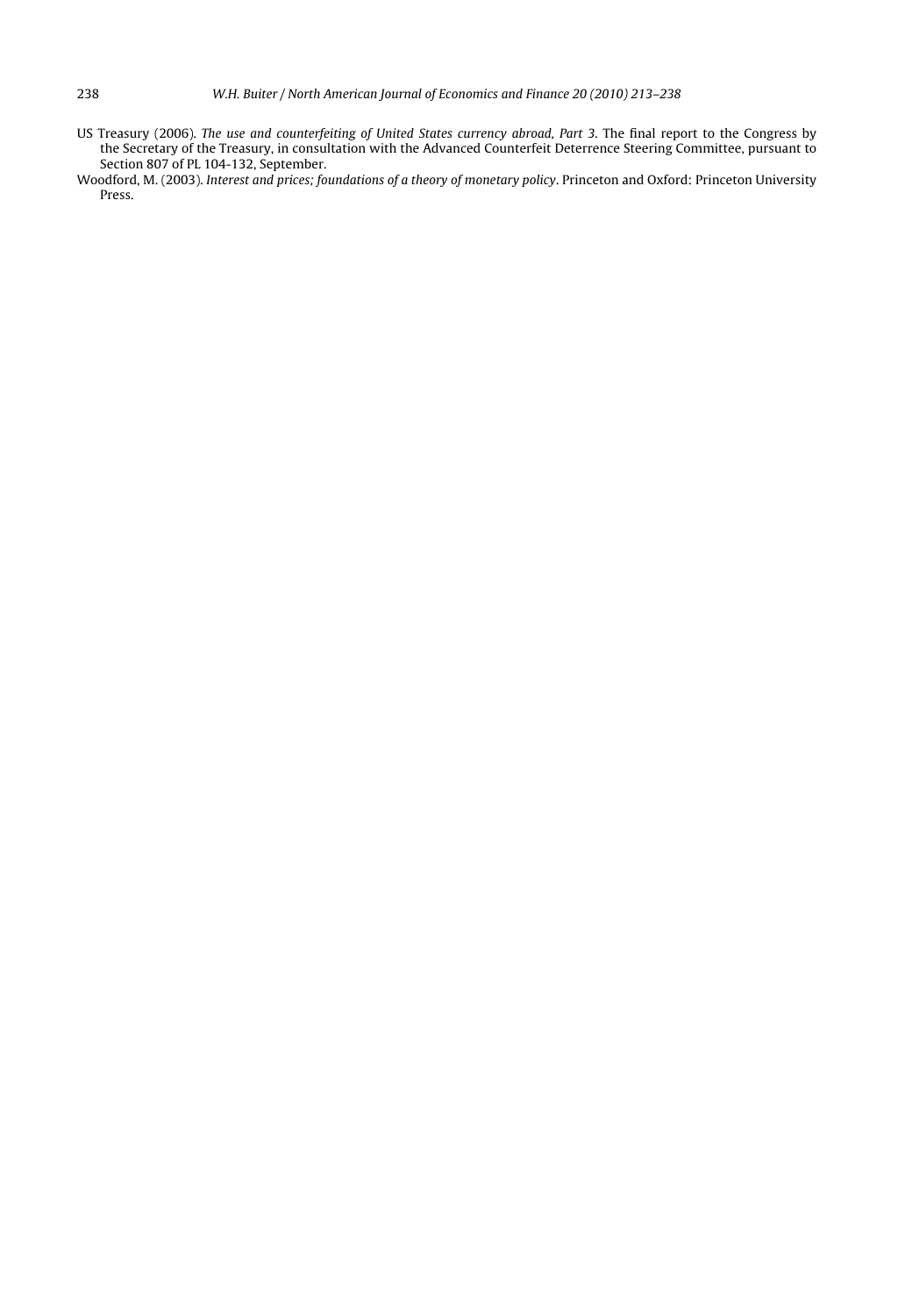US Treasury (2006). *The use and counterfeiting of United States currency abroad, Part 3*. The final report to the Congress by the Secretary of the Treasury, in consultation with the Advanced Counterfeit Deterrence Steering Committee, pursuant to Section 807 of PL 104-132, September.

Woodford, M. (2003). *Interest and prices; foundations of a theory of monetary policy*. Princeton and Oxford: Princeton University Press.